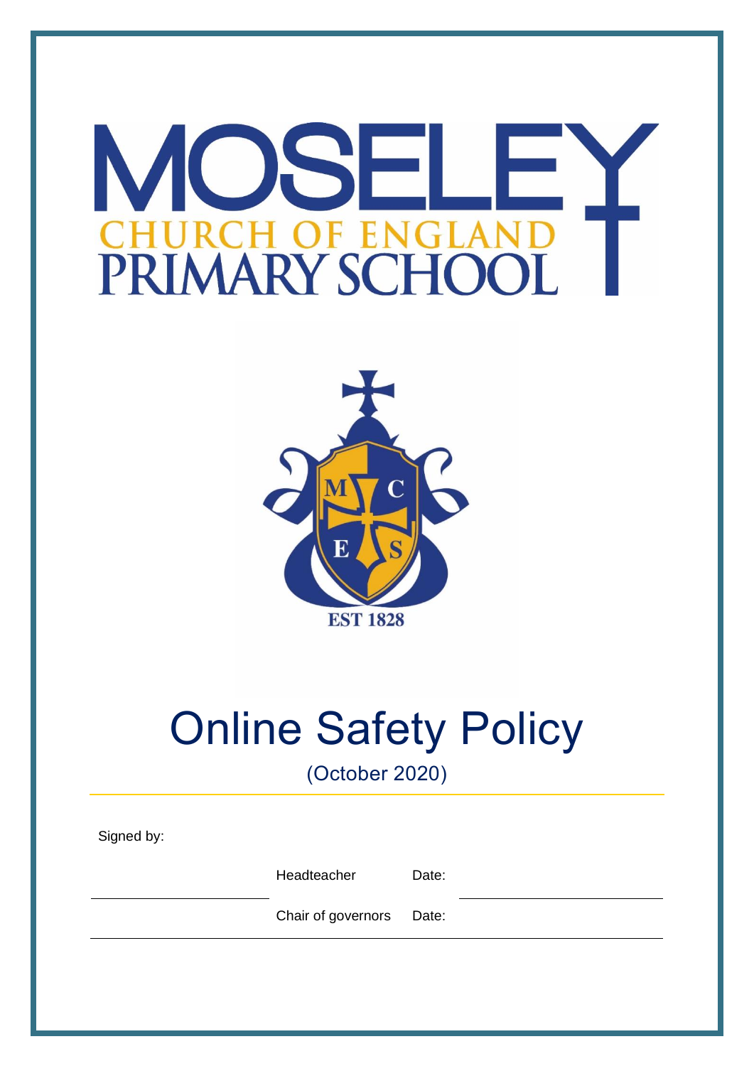# MOSELEY

CHURCH OF ENGLAND PRIMARY SCHOOL

EST 1828

# Online Safety Policy

(October 2020)

Signed by:

| | | | |
|---|---|---|---|
| | Headteacher | Date: | |
| | Chair of governors | Date: | |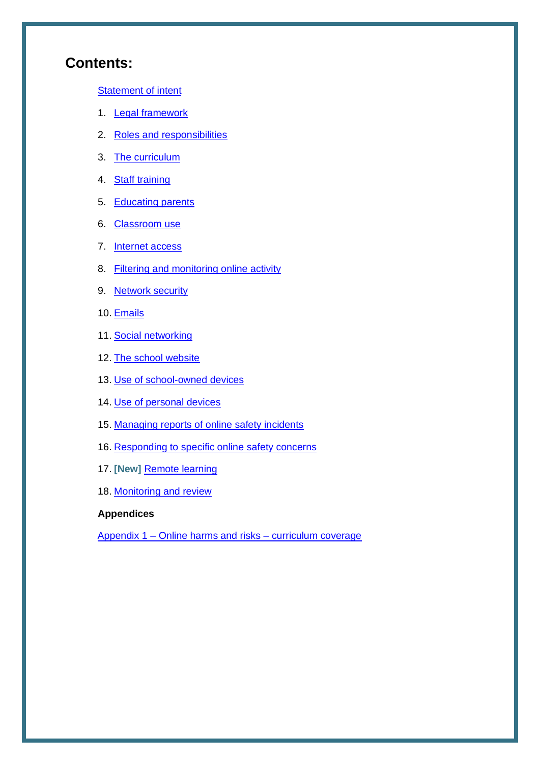## Contents:

Statement of intent

1. Legal framework
2. Roles and responsibilities
3. The curriculum
4. Staff training
5. Educating parents
6. Classroom use
7. Internet access
8. Filtering and monitoring online activity
9. Network security
10. Emails
11. Social networking
12. The school website
13. Use of school-owned devices
14. Use of personal devices
15. Managing reports of online safety incidents
16. Responding to specific online safety concerns
17. **[New]** Remote learning
18. Monitoring and review

**Appendices**

Appendix 1 – Online harms and risks – curriculum coverage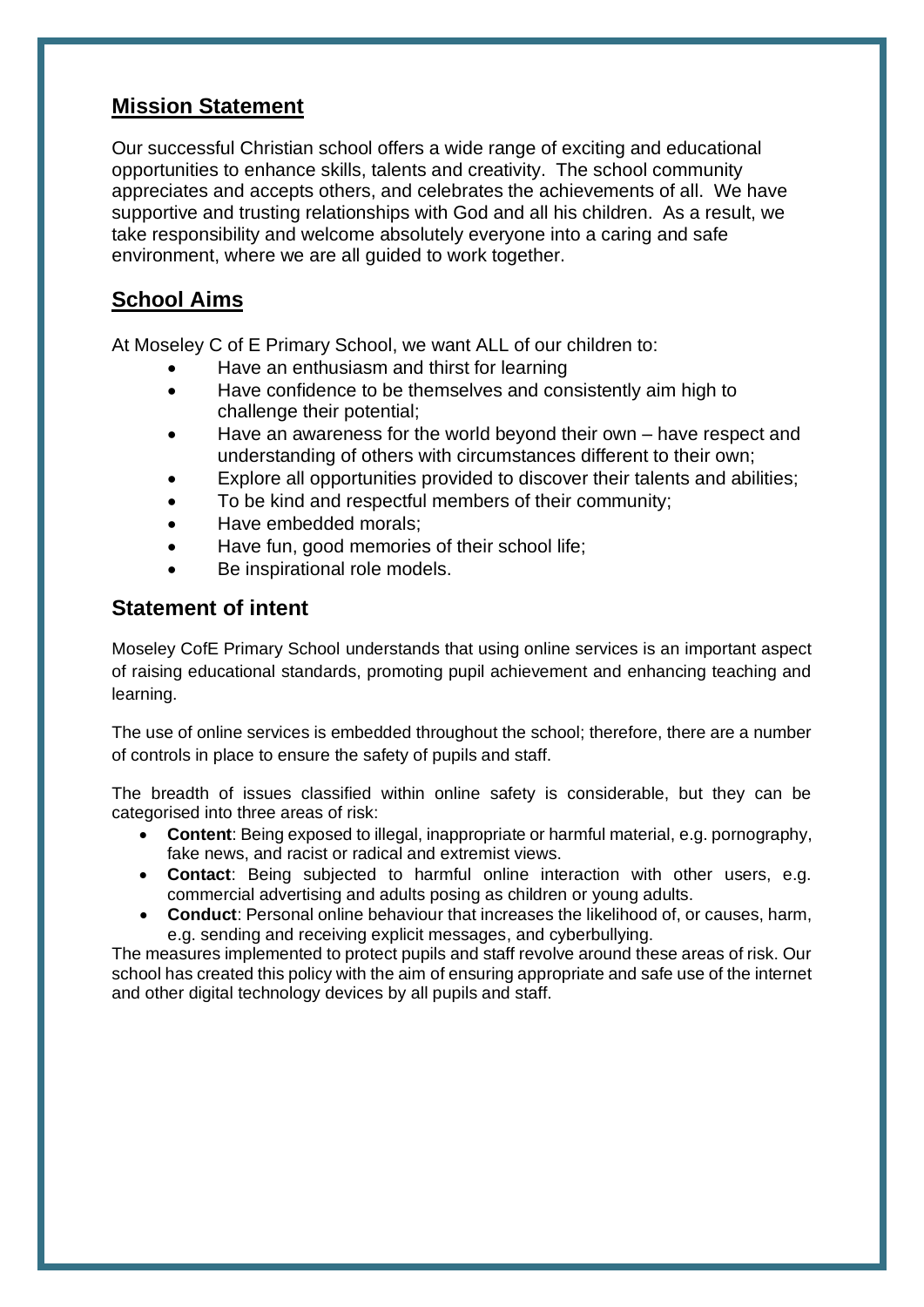## Mission Statement

Our successful Christian school offers a wide range of exciting and educational opportunities to enhance skills, talents and creativity. The school community appreciates and accepts others, and celebrates the achievements of all. We have supportive and trusting relationships with God and all his children. As a result, we take responsibility and welcome absolutely everyone into a caring and safe environment, where we are all guided to work together.

## School Aims

At Moseley C of E Primary School, we want ALL of our children to:

- Have an enthusiasm and thirst for learning
- Have confidence to be themselves and consistently aim high to challenge their potential;
- Have an awareness for the world beyond their own – have respect and understanding of others with circumstances different to their own;
- Explore all opportunities provided to discover their talents and abilities;
- To be kind and respectful members of their community;
- Have embedded morals;
- Have fun, good memories of their school life;
- Be inspirational role models.

## Statement of intent

Moseley CofE Primary School understands that using online services is an important aspect of raising educational standards, promoting pupil achievement and enhancing teaching and learning.

The use of online services is embedded throughout the school; therefore, there are a number of controls in place to ensure the safety of pupils and staff.

The breadth of issues classified within online safety is considerable, but they can be categorised into three areas of risk:

- **Content**: Being exposed to illegal, inappropriate or harmful material, e.g. pornography, fake news, and racist or radical and extremist views.
- **Contact**: Being subjected to harmful online interaction with other users, e.g. commercial advertising and adults posing as children or young adults.
- **Conduct**: Personal online behaviour that increases the likelihood of, or causes, harm, e.g. sending and receiving explicit messages, and cyberbullying.

The measures implemented to protect pupils and staff revolve around these areas of risk. Our school has created this policy with the aim of ensuring appropriate and safe use of the internet and other digital technology devices by all pupils and staff.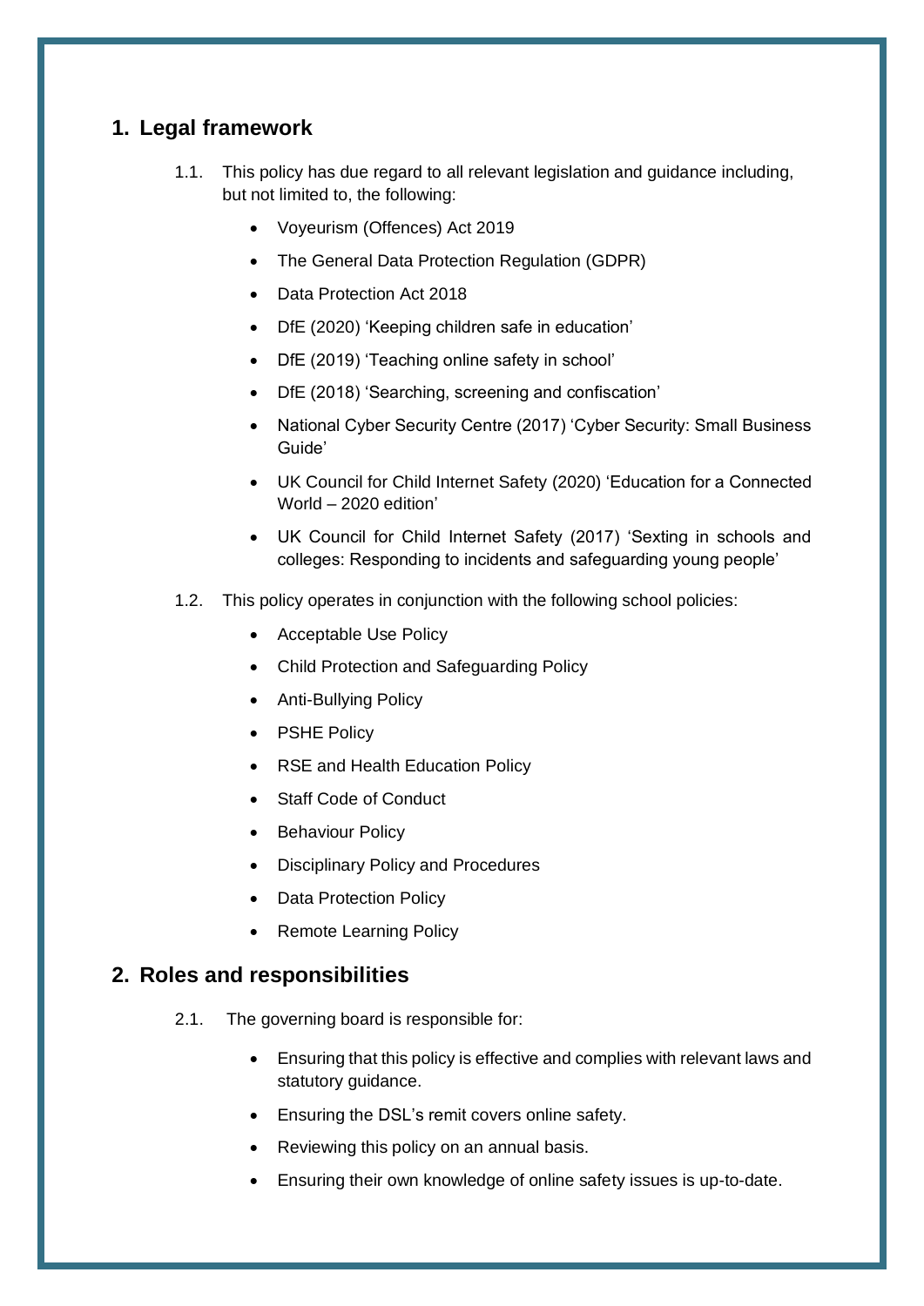## 1. Legal framework

1.1. This policy has due regard to all relevant legislation and guidance including, but not limited to, the following:

- Voyeurism (Offences) Act 2019
- The General Data Protection Regulation (GDPR)
- Data Protection Act 2018
- DfE (2020) 'Keeping children safe in education'
- DfE (2019) 'Teaching online safety in school'
- DfE (2018) 'Searching, screening and confiscation'
- National Cyber Security Centre (2017) 'Cyber Security: Small Business Guide'
- UK Council for Child Internet Safety (2020) 'Education for a Connected World – 2020 edition'
- UK Council for Child Internet Safety (2017) 'Sexting in schools and colleges: Responding to incidents and safeguarding young people'

1.2. This policy operates in conjunction with the following school policies:

- Acceptable Use Policy
- Child Protection and Safeguarding Policy
- Anti-Bullying Policy
- PSHE Policy
- RSE and Health Education Policy
- Staff Code of Conduct
- Behaviour Policy
- Disciplinary Policy and Procedures
- Data Protection Policy
- Remote Learning Policy

## 2. Roles and responsibilities

2.1. The governing board is responsible for:

- Ensuring that this policy is effective and complies with relevant laws and statutory guidance.
- Ensuring the DSL's remit covers online safety.
- Reviewing this policy on an annual basis.
- Ensuring their own knowledge of online safety issues is up-to-date.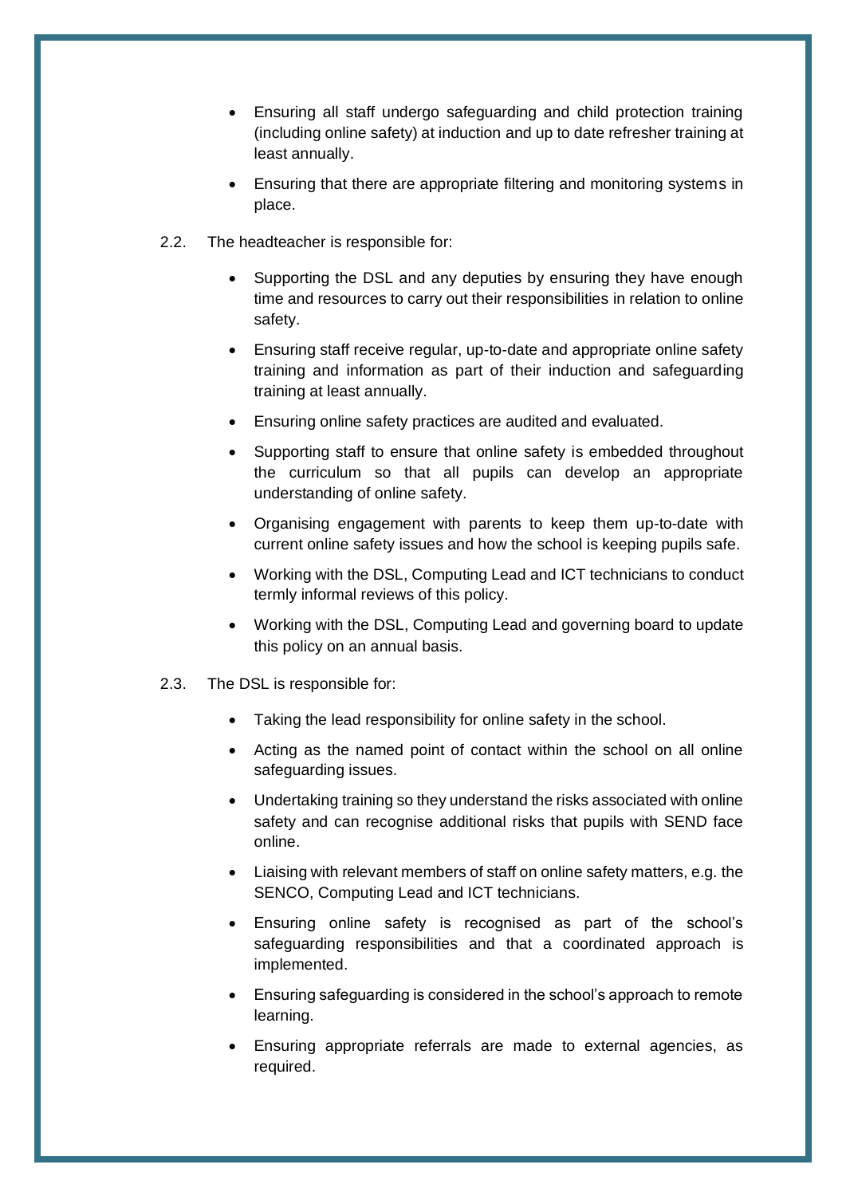- Ensuring all staff undergo safeguarding and child protection training (including online safety) at induction and up to date refresher training at least annually.
- Ensuring that there are appropriate filtering and monitoring systems in place.

2.2. The headteacher is responsible for:

- Supporting the DSL and any deputies by ensuring they have enough time and resources to carry out their responsibilities in relation to online safety.
- Ensuring staff receive regular, up-to-date and appropriate online safety training and information as part of their induction and safeguarding training at least annually.
- Ensuring online safety practices are audited and evaluated.
- Supporting staff to ensure that online safety is embedded throughout the curriculum so that all pupils can develop an appropriate understanding of online safety.
- Organising engagement with parents to keep them up-to-date with current online safety issues and how the school is keeping pupils safe.
- Working with the DSL, Computing Lead and ICT technicians to conduct termly informal reviews of this policy.
- Working with the DSL, Computing Lead and governing board to update this policy on an annual basis.

2.3. The DSL is responsible for:

- Taking the lead responsibility for online safety in the school.
- Acting as the named point of contact within the school on all online safeguarding issues.
- Undertaking training so they understand the risks associated with online safety and can recognise additional risks that pupils with SEND face online.
- Liaising with relevant members of staff on online safety matters, e.g. the SENCO, Computing Lead and ICT technicians.
- Ensuring online safety is recognised as part of the school's safeguarding responsibilities and that a coordinated approach is implemented.
- Ensuring safeguarding is considered in the school's approach to remote learning.
- Ensuring appropriate referrals are made to external agencies, as required.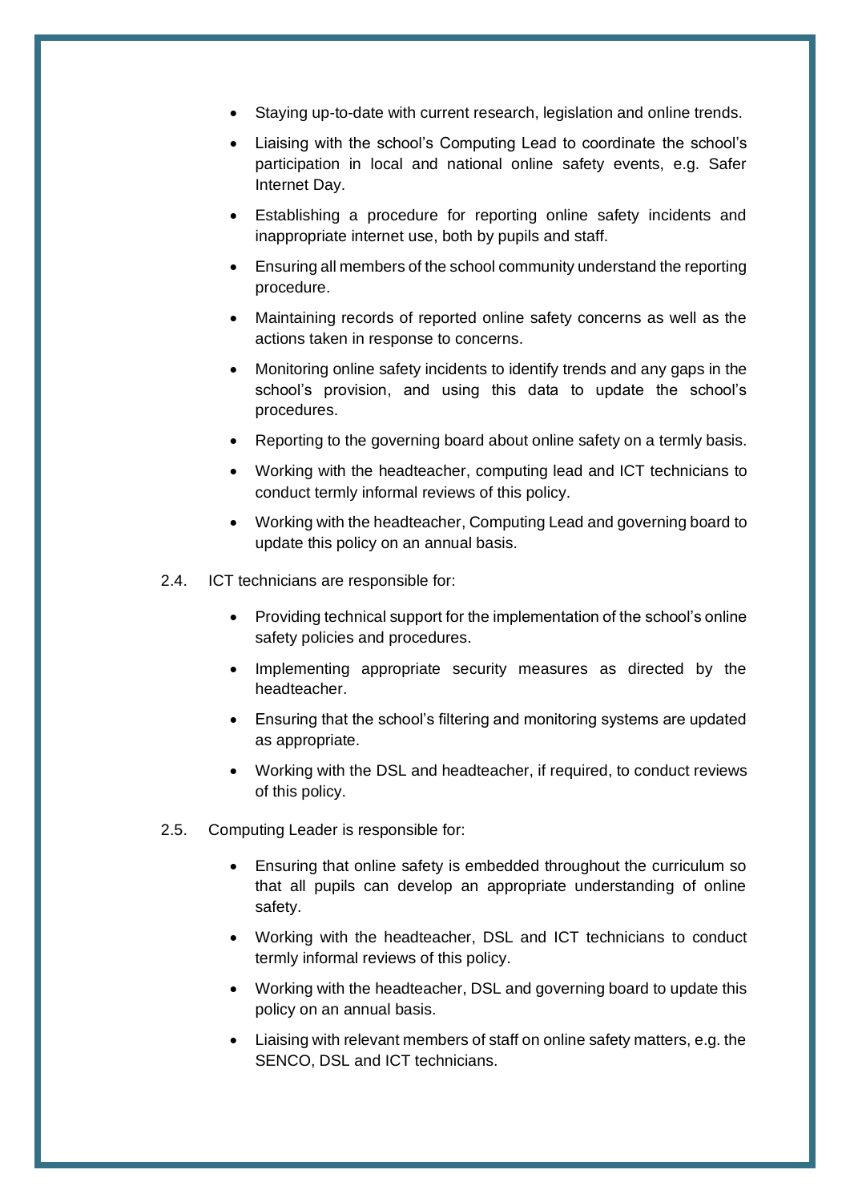- Staying up-to-date with current research, legislation and online trends.
- Liaising with the school's Computing Lead to coordinate the school's participation in local and national online safety events, e.g. Safer Internet Day.
- Establishing a procedure for reporting online safety incidents and inappropriate internet use, both by pupils and staff.
- Ensuring all members of the school community understand the reporting procedure.
- Maintaining records of reported online safety concerns as well as the actions taken in response to concerns.
- Monitoring online safety incidents to identify trends and any gaps in the school's provision, and using this data to update the school's procedures.
- Reporting to the governing board about online safety on a termly basis.
- Working with the headteacher, computing lead and ICT technicians to conduct termly informal reviews of this policy.
- Working with the headteacher, Computing Lead and governing board to update this policy on an annual basis.

2.4. ICT technicians are responsible for:

- Providing technical support for the implementation of the school's online safety policies and procedures.
- Implementing appropriate security measures as directed by the headteacher.
- Ensuring that the school's filtering and monitoring systems are updated as appropriate.
- Working with the DSL and headteacher, if required, to conduct reviews of this policy.

2.5. Computing Leader is responsible for:

- Ensuring that online safety is embedded throughout the curriculum so that all pupils can develop an appropriate understanding of online safety.
- Working with the headteacher, DSL and ICT technicians to conduct termly informal reviews of this policy.
- Working with the headteacher, DSL and governing board to update this policy on an annual basis.
- Liaising with relevant members of staff on online safety matters, e.g. the SENCO, DSL and ICT technicians.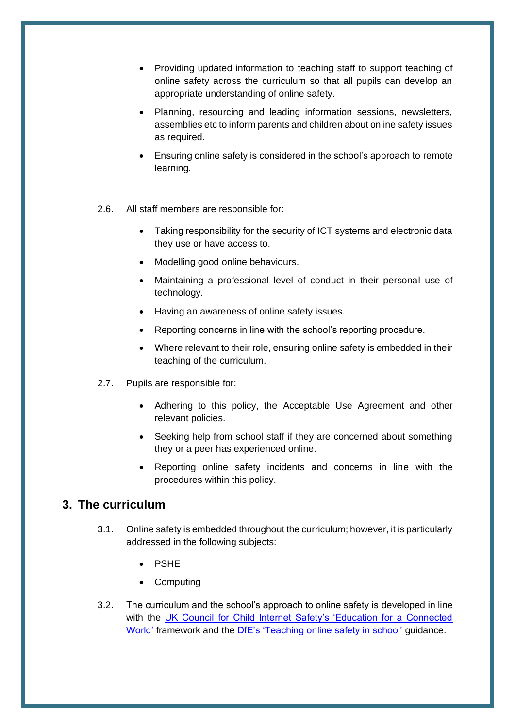- Providing updated information to teaching staff to support teaching of online safety across the curriculum so that all pupils can develop an appropriate understanding of online safety.
- Planning, resourcing and leading information sessions, newsletters, assemblies etc to inform parents and children about online safety issues as required.
- Ensuring online safety is considered in the school's approach to remote learning.

2.6. All staff members are responsible for:

- Taking responsibility for the security of ICT systems and electronic data they use or have access to.
- Modelling good online behaviours.
- Maintaining a professional level of conduct in their personal use of technology.
- Having an awareness of online safety issues.
- Reporting concerns in line with the school's reporting procedure.
- Where relevant to their role, ensuring online safety is embedded in their teaching of the curriculum.

2.7. Pupils are responsible for:

- Adhering to this policy, the Acceptable Use Agreement and other relevant policies.
- Seeking help from school staff if they are concerned about something they or a peer has experienced online.
- Reporting online safety incidents and concerns in line with the procedures within this policy.

## 3. The curriculum

3.1. Online safety is embedded throughout the curriculum; however, it is particularly addressed in the following subjects:

- PSHE
- Computing

3.2. The curriculum and the school's approach to online safety is developed in line with the UK Council for Child Internet Safety's 'Education for a Connected World' framework and the DfE's 'Teaching online safety in school' guidance.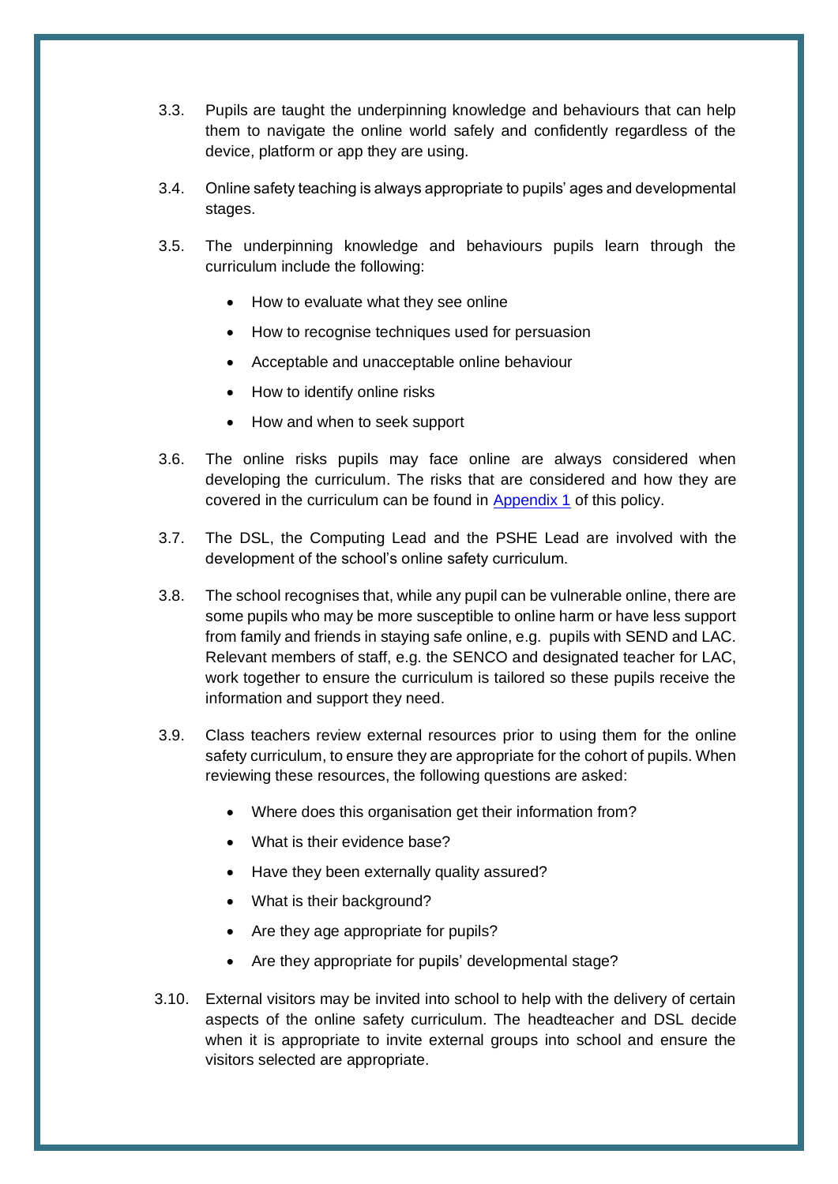3.3. Pupils are taught the underpinning knowledge and behaviours that can help them to navigate the online world safely and confidently regardless of the device, platform or app they are using.

3.4. Online safety teaching is always appropriate to pupils' ages and developmental stages.

3.5. The underpinning knowledge and behaviours pupils learn through the curriculum include the following:

- How to evaluate what they see online
- How to recognise techniques used for persuasion
- Acceptable and unacceptable online behaviour
- How to identify online risks
- How and when to seek support

3.6. The online risks pupils may face online are always considered when developing the curriculum. The risks that are considered and how they are covered in the curriculum can be found in [Appendix 1](#) of this policy.

3.7. The DSL, the Computing Lead and the PSHE Lead are involved with the development of the school's online safety curriculum.

3.8. The school recognises that, while any pupil can be vulnerable online, there are some pupils who may be more susceptible to online harm or have less support from family and friends in staying safe online, e.g. pupils with SEND and LAC. Relevant members of staff, e.g. the SENCO and designated teacher for LAC, work together to ensure the curriculum is tailored so these pupils receive the information and support they need.

3.9. Class teachers review external resources prior to using them for the online safety curriculum, to ensure they are appropriate for the cohort of pupils. When reviewing these resources, the following questions are asked:

- Where does this organisation get their information from?
- What is their evidence base?
- Have they been externally quality assured?
- What is their background?
- Are they age appropriate for pupils?
- Are they appropriate for pupils' developmental stage?

3.10. External visitors may be invited into school to help with the delivery of certain aspects of the online safety curriculum. The headteacher and DSL decide when it is appropriate to invite external groups into school and ensure the visitors selected are appropriate.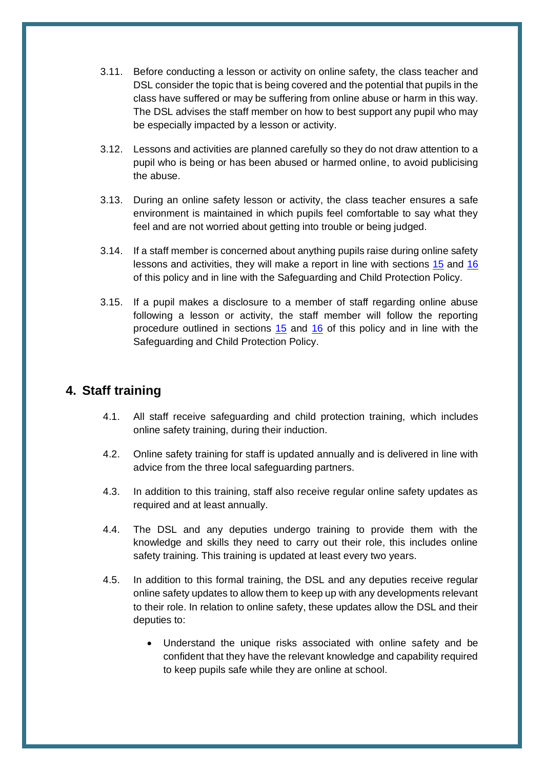3.11. Before conducting a lesson or activity on online safety, the class teacher and DSL consider the topic that is being covered and the potential that pupils in the class have suffered or may be suffering from online abuse or harm in this way. The DSL advises the staff member on how to best support any pupil who may be especially impacted by a lesson or activity.

3.12. Lessons and activities are planned carefully so they do not draw attention to a pupil who is being or has been abused or harmed online, to avoid publicising the abuse.

3.13. During an online safety lesson or activity, the class teacher ensures a safe environment is maintained in which pupils feel comfortable to say what they feel and are not worried about getting into trouble or being judged.

3.14. If a staff member is concerned about anything pupils raise during online safety lessons and activities, they will make a report in line with sections 15 and 16 of this policy and in line with the Safeguarding and Child Protection Policy.

3.15. If a pupil makes a disclosure to a member of staff regarding online abuse following a lesson or activity, the staff member will follow the reporting procedure outlined in sections 15 and 16 of this policy and in line with the Safeguarding and Child Protection Policy.

## 4. Staff training

4.1. All staff receive safeguarding and child protection training, which includes online safety training, during their induction.

4.2. Online safety training for staff is updated annually and is delivered in line with advice from the three local safeguarding partners.

4.3. In addition to this training, staff also receive regular online safety updates as required and at least annually.

4.4. The DSL and any deputies undergo training to provide them with the knowledge and skills they need to carry out their role, this includes online safety training. This training is updated at least every two years.

4.5. In addition to this formal training, the DSL and any deputies receive regular online safety updates to allow them to keep up with any developments relevant to their role. In relation to online safety, these updates allow the DSL and their deputies to:

- Understand the unique risks associated with online safety and be confident that they have the relevant knowledge and capability required to keep pupils safe while they are online at school.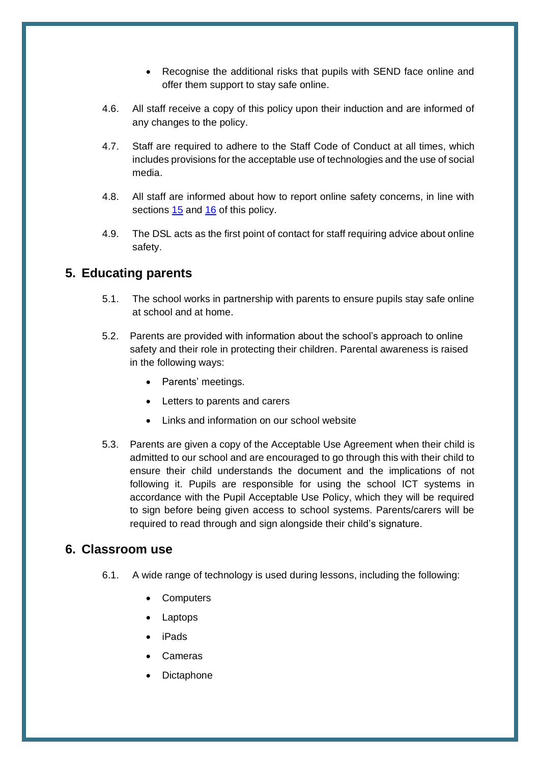- Recognise the additional risks that pupils with SEND face online and offer them support to stay safe online.

4.6. All staff receive a copy of this policy upon their induction and are informed of any changes to the policy.

4.7. Staff are required to adhere to the Staff Code of Conduct at all times, which includes provisions for the acceptable use of technologies and the use of social media.

4.8. All staff are informed about how to report online safety concerns, in line with sections 15 and 16 of this policy.

4.9. The DSL acts as the first point of contact for staff requiring advice about online safety.

## 5. Educating parents

5.1. The school works in partnership with parents to ensure pupils stay safe online at school and at home.

5.2. Parents are provided with information about the school's approach to online safety and their role in protecting their children. Parental awareness is raised in the following ways:

- Parents' meetings.
- Letters to parents and carers
- Links and information on our school website

5.3. Parents are given a copy of the Acceptable Use Agreement when their child is admitted to our school and are encouraged to go through this with their child to ensure their child understands the document and the implications of not following it. Pupils are responsible for using the school ICT systems in accordance with the Pupil Acceptable Use Policy, which they will be required to sign before being given access to school systems. Parents/carers will be required to read through and sign alongside their child's signature.

## 6. Classroom use

6.1. A wide range of technology is used during lessons, including the following:

- Computers
- Laptops
- iPads
- Cameras
- Dictaphone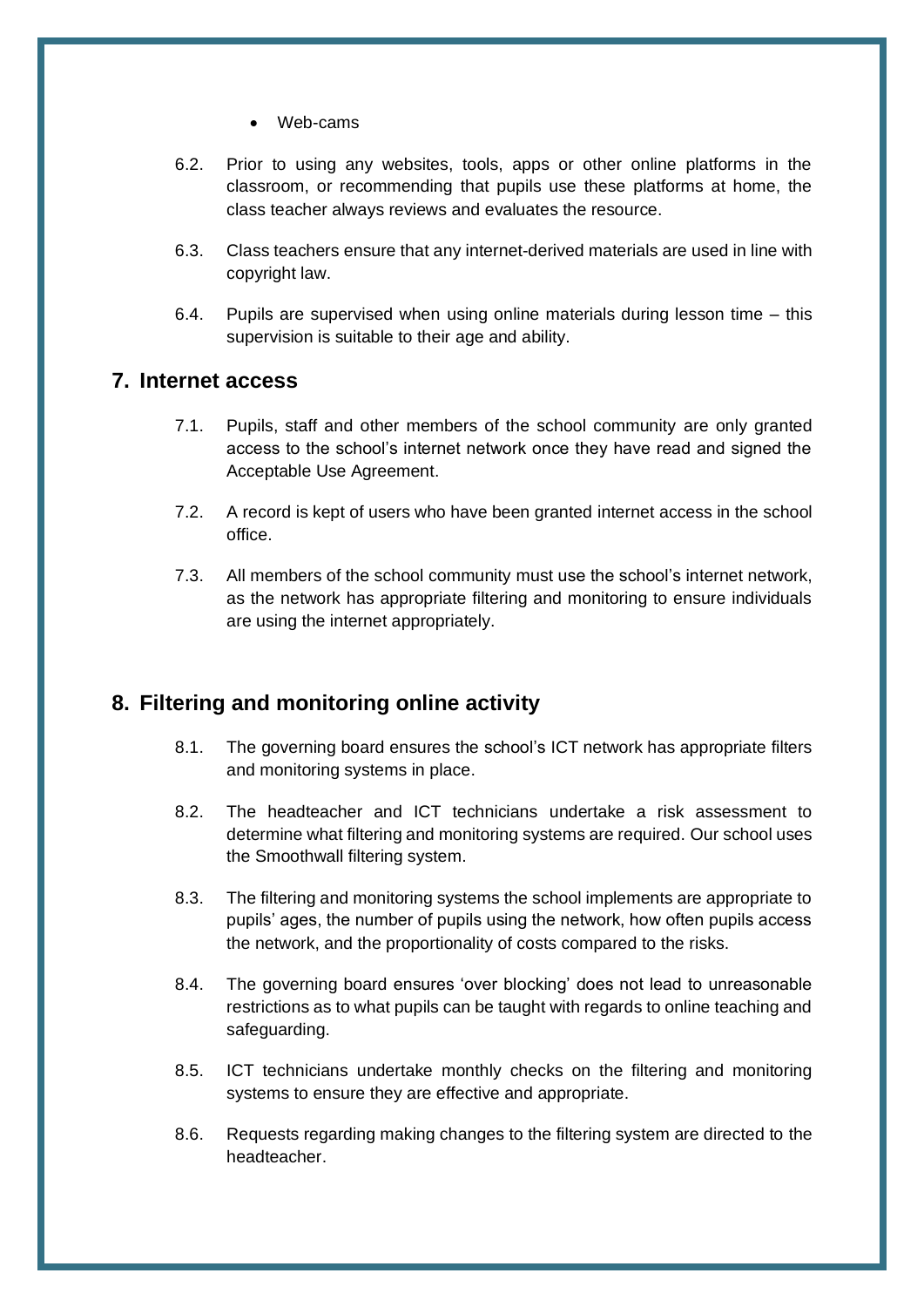- Web-cams

6.2. Prior to using any websites, tools, apps or other online platforms in the classroom, or recommending that pupils use these platforms at home, the class teacher always reviews and evaluates the resource.

6.3. Class teachers ensure that any internet-derived materials are used in line with copyright law.

6.4. Pupils are supervised when using online materials during lesson time – this supervision is suitable to their age and ability.

## 7. Internet access

7.1. Pupils, staff and other members of the school community are only granted access to the school's internet network once they have read and signed the Acceptable Use Agreement.

7.2. A record is kept of users who have been granted internet access in the school office.

7.3. All members of the school community must use the school's internet network, as the network has appropriate filtering and monitoring to ensure individuals are using the internet appropriately.

## 8. Filtering and monitoring online activity

8.1. The governing board ensures the school's ICT network has appropriate filters and monitoring systems in place.

8.2. The headteacher and ICT technicians undertake a risk assessment to determine what filtering and monitoring systems are required. Our school uses the Smoothwall filtering system.

8.3. The filtering and monitoring systems the school implements are appropriate to pupils' ages, the number of pupils using the network, how often pupils access the network, and the proportionality of costs compared to the risks.

8.4. The governing board ensures 'over blocking' does not lead to unreasonable restrictions as to what pupils can be taught with regards to online teaching and safeguarding.

8.5. ICT technicians undertake monthly checks on the filtering and monitoring systems to ensure they are effective and appropriate.

8.6. Requests regarding making changes to the filtering system are directed to the headteacher.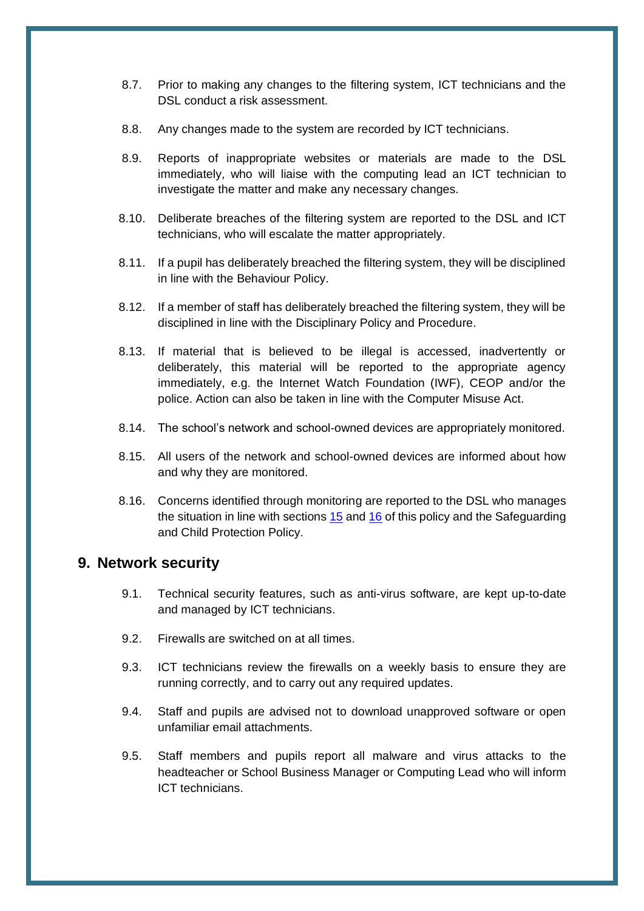8.7. Prior to making any changes to the filtering system, ICT technicians and the DSL conduct a risk assessment.

8.8. Any changes made to the system are recorded by ICT technicians.

8.9. Reports of inappropriate websites or materials are made to the DSL immediately, who will liaise with the computing lead an ICT technician to investigate the matter and make any necessary changes.

8.10. Deliberate breaches of the filtering system are reported to the DSL and ICT technicians, who will escalate the matter appropriately.

8.11. If a pupil has deliberately breached the filtering system, they will be disciplined in line with the Behaviour Policy.

8.12. If a member of staff has deliberately breached the filtering system, they will be disciplined in line with the Disciplinary Policy and Procedure.

8.13. If material that is believed to be illegal is accessed, inadvertently or deliberately, this material will be reported to the appropriate agency immediately, e.g. the Internet Watch Foundation (IWF), CEOP and/or the police. Action can also be taken in line with the Computer Misuse Act.

8.14. The school's network and school-owned devices are appropriately monitored.

8.15. All users of the network and school-owned devices are informed about how and why they are monitored.

8.16. Concerns identified through monitoring are reported to the DSL who manages the situation in line with sections 15 and 16 of this policy and the Safeguarding and Child Protection Policy.

## 9. Network security

9.1. Technical security features, such as anti-virus software, are kept up-to-date and managed by ICT technicians.

9.2. Firewalls are switched on at all times.

9.3. ICT technicians review the firewalls on a weekly basis to ensure they are running correctly, and to carry out any required updates.

9.4. Staff and pupils are advised not to download unapproved software or open unfamiliar email attachments.

9.5. Staff members and pupils report all malware and virus attacks to the headteacher or School Business Manager or Computing Lead who will inform ICT technicians.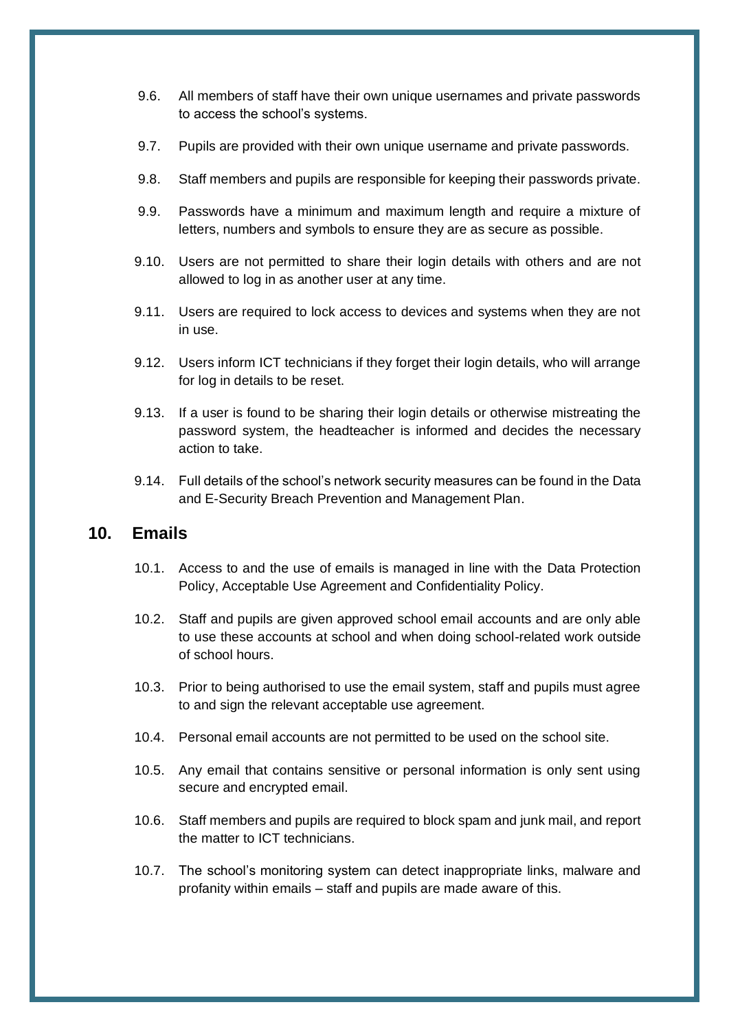9.6. All members of staff have their own unique usernames and private passwords to access the school's systems.

9.7. Pupils are provided with their own unique username and private passwords.

9.8. Staff members and pupils are responsible for keeping their passwords private.

9.9. Passwords have a minimum and maximum length and require a mixture of letters, numbers and symbols to ensure they are as secure as possible.

9.10. Users are not permitted to share their login details with others and are not allowed to log in as another user at any time.

9.11. Users are required to lock access to devices and systems when they are not in use.

9.12. Users inform ICT technicians if they forget their login details, who will arrange for log in details to be reset.

9.13. If a user is found to be sharing their login details or otherwise mistreating the password system, the headteacher is informed and decides the necessary action to take.

9.14. Full details of the school's network security measures can be found in the Data and E-Security Breach Prevention and Management Plan.

## 10. Emails

10.1. Access to and the use of emails is managed in line with the Data Protection Policy, Acceptable Use Agreement and Confidentiality Policy.

10.2. Staff and pupils are given approved school email accounts and are only able to use these accounts at school and when doing school-related work outside of school hours.

10.3. Prior to being authorised to use the email system, staff and pupils must agree to and sign the relevant acceptable use agreement.

10.4. Personal email accounts are not permitted to be used on the school site.

10.5. Any email that contains sensitive or personal information is only sent using secure and encrypted email.

10.6. Staff members and pupils are required to block spam and junk mail, and report the matter to ICT technicians.

10.7. The school's monitoring system can detect inappropriate links, malware and profanity within emails – staff and pupils are made aware of this.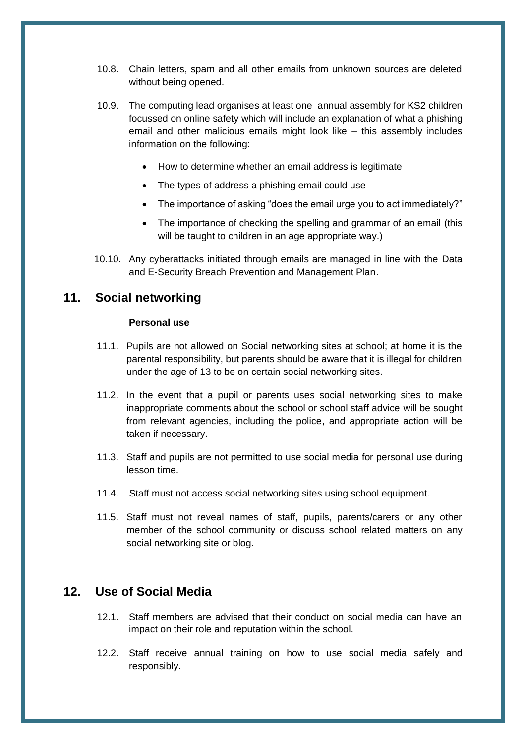10.8. Chain letters, spam and all other emails from unknown sources are deleted without being opened.

10.9. The computing lead organises at least one annual assembly for KS2 children focussed on online safety which will include an explanation of what a phishing email and other malicious emails might look like – this assembly includes information on the following:

- How to determine whether an email address is legitimate
- The types of address a phishing email could use
- The importance of asking "does the email urge you to act immediately?"
- The importance of checking the spelling and grammar of an email (this will be taught to children in an age appropriate way.)

10.10. Any cyberattacks initiated through emails are managed in line with the Data and E-Security Breach Prevention and Management Plan.

## 11. Social networking

**Personal use**

11.1. Pupils are not allowed on Social networking sites at school; at home it is the parental responsibility, but parents should be aware that it is illegal for children under the age of 13 to be on certain social networking sites.

11.2. In the event that a pupil or parents uses social networking sites to make inappropriate comments about the school or school staff advice will be sought from relevant agencies, including the police, and appropriate action will be taken if necessary.

11.3. Staff and pupils are not permitted to use social media for personal use during lesson time.

11.4. Staff must not access social networking sites using school equipment.

11.5. Staff must not reveal names of staff, pupils, parents/carers or any other member of the school community or discuss school related matters on any social networking site or blog.

## 12. Use of Social Media

12.1. Staff members are advised that their conduct on social media can have an impact on their role and reputation within the school.

12.2. Staff receive annual training on how to use social media safely and responsibly.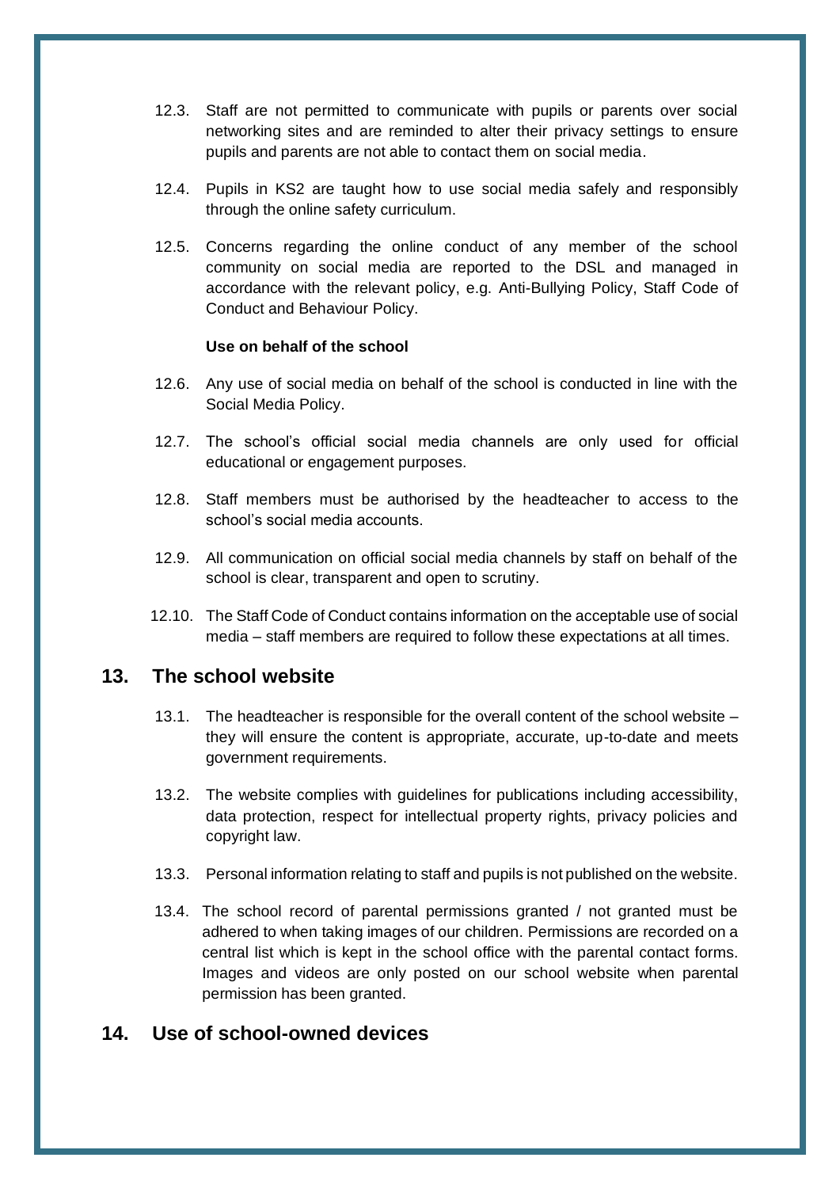12.3. Staff are not permitted to communicate with pupils or parents over social networking sites and are reminded to alter their privacy settings to ensure pupils and parents are not able to contact them on social media.

12.4. Pupils in KS2 are taught how to use social media safely and responsibly through the online safety curriculum.

12.5. Concerns regarding the online conduct of any member of the school community on social media are reported to the DSL and managed in accordance with the relevant policy, e.g. Anti-Bullying Policy, Staff Code of Conduct and Behaviour Policy.

**Use on behalf of the school**

12.6. Any use of social media on behalf of the school is conducted in line with the Social Media Policy.

12.7. The school's official social media channels are only used for official educational or engagement purposes.

12.8. Staff members must be authorised by the headteacher to access to the school's social media accounts.

12.9. All communication on official social media channels by staff on behalf of the school is clear, transparent and open to scrutiny.

12.10. The Staff Code of Conduct contains information on the acceptable use of social media – staff members are required to follow these expectations at all times.

## 13. The school website

13.1. The headteacher is responsible for the overall content of the school website – they will ensure the content is appropriate, accurate, up-to-date and meets government requirements.

13.2. The website complies with guidelines for publications including accessibility, data protection, respect for intellectual property rights, privacy policies and copyright law.

13.3. Personal information relating to staff and pupils is not published on the website.

13.4. The school record of parental permissions granted / not granted must be adhered to when taking images of our children. Permissions are recorded on a central list which is kept in the school office with the parental contact forms. Images and videos are only posted on our school website when parental permission has been granted.

## 14. Use of school-owned devices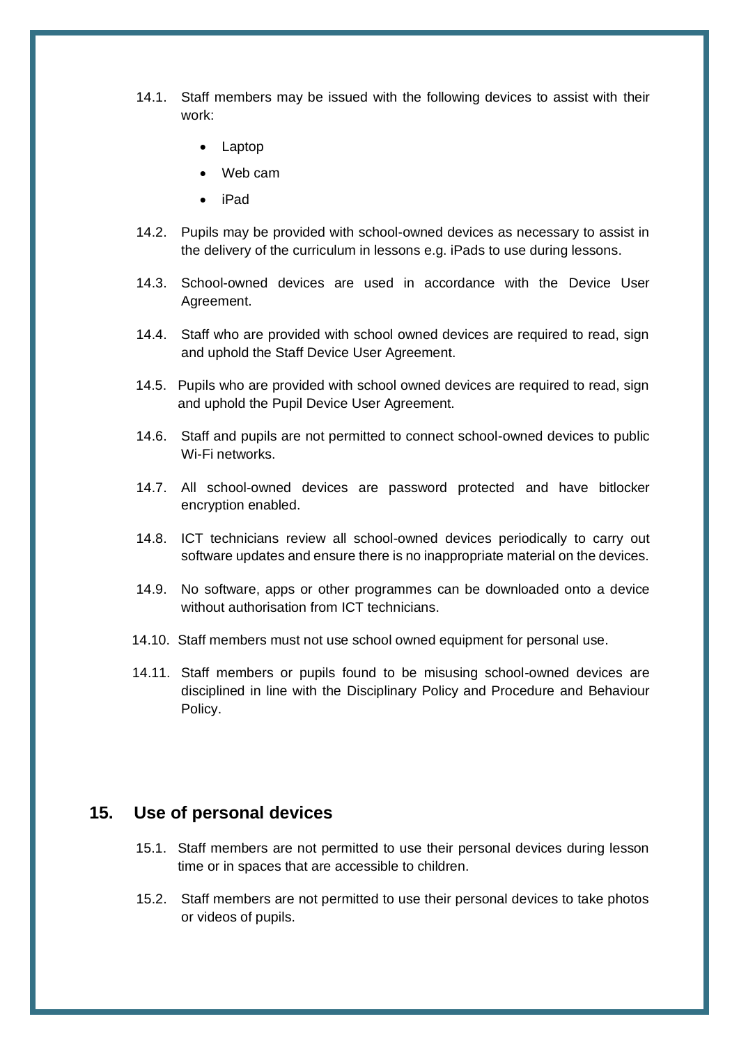14.1. Staff members may be issued with the following devices to assist with their work:

- Laptop
- Web cam
- iPad

14.2. Pupils may be provided with school-owned devices as necessary to assist in the delivery of the curriculum in lessons e.g. iPads to use during lessons.

14.3. School-owned devices are used in accordance with the Device User Agreement.

14.4. Staff who are provided with school owned devices are required to read, sign and uphold the Staff Device User Agreement.

14.5. Pupils who are provided with school owned devices are required to read, sign and uphold the Pupil Device User Agreement.

14.6. Staff and pupils are not permitted to connect school-owned devices to public Wi-Fi networks.

14.7. All school-owned devices are password protected and have bitlocker encryption enabled.

14.8. ICT technicians review all school-owned devices periodically to carry out software updates and ensure there is no inappropriate material on the devices.

14.9. No software, apps or other programmes can be downloaded onto a device without authorisation from ICT technicians.

14.10. Staff members must not use school owned equipment for personal use.

14.11. Staff members or pupils found to be misusing school-owned devices are disciplined in line with the Disciplinary Policy and Procedure and Behaviour Policy.

## 15. Use of personal devices

15.1. Staff members are not permitted to use their personal devices during lesson time or in spaces that are accessible to children.

15.2. Staff members are not permitted to use their personal devices to take photos or videos of pupils.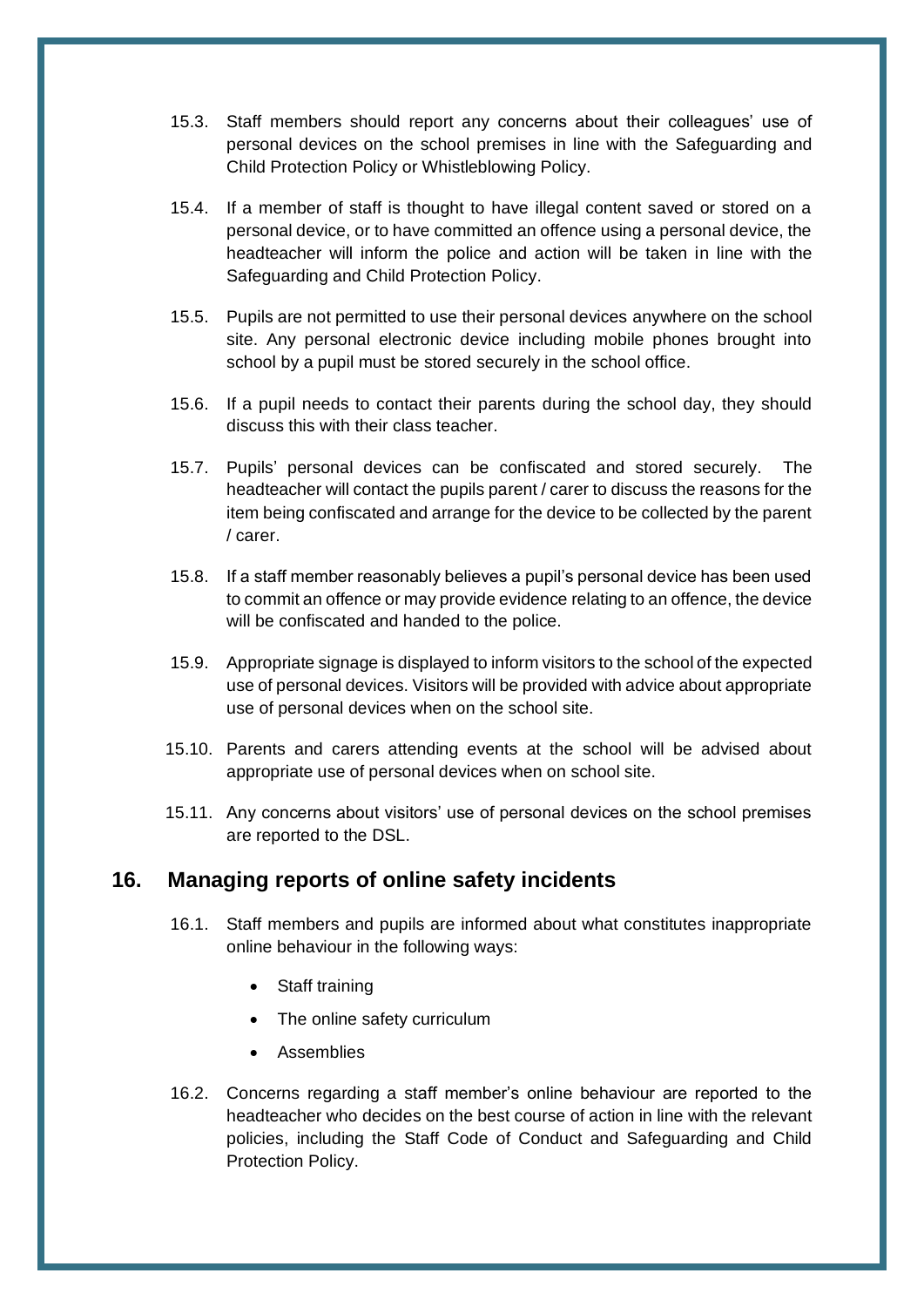15.3. Staff members should report any concerns about their colleagues' use of personal devices on the school premises in line with the Safeguarding and Child Protection Policy or Whistleblowing Policy.

15.4. If a member of staff is thought to have illegal content saved or stored on a personal device, or to have committed an offence using a personal device, the headteacher will inform the police and action will be taken in line with the Safeguarding and Child Protection Policy.

15.5. Pupils are not permitted to use their personal devices anywhere on the school site. Any personal electronic device including mobile phones brought into school by a pupil must be stored securely in the school office.

15.6. If a pupil needs to contact their parents during the school day, they should discuss this with their class teacher.

15.7. Pupils' personal devices can be confiscated and stored securely. The headteacher will contact the pupils parent / carer to discuss the reasons for the item being confiscated and arrange for the device to be collected by the parent / carer.

15.8. If a staff member reasonably believes a pupil's personal device has been used to commit an offence or may provide evidence relating to an offence, the device will be confiscated and handed to the police.

15.9. Appropriate signage is displayed to inform visitors to the school of the expected use of personal devices. Visitors will be provided with advice about appropriate use of personal devices when on the school site.

15.10. Parents and carers attending events at the school will be advised about appropriate use of personal devices when on school site.

15.11. Any concerns about visitors' use of personal devices on the school premises are reported to the DSL.

## 16. Managing reports of online safety incidents

16.1. Staff members and pupils are informed about what constitutes inappropriate online behaviour in the following ways:

- Staff training
- The online safety curriculum
- Assemblies

16.2. Concerns regarding a staff member's online behaviour are reported to the headteacher who decides on the best course of action in line with the relevant policies, including the Staff Code of Conduct and Safeguarding and Child Protection Policy.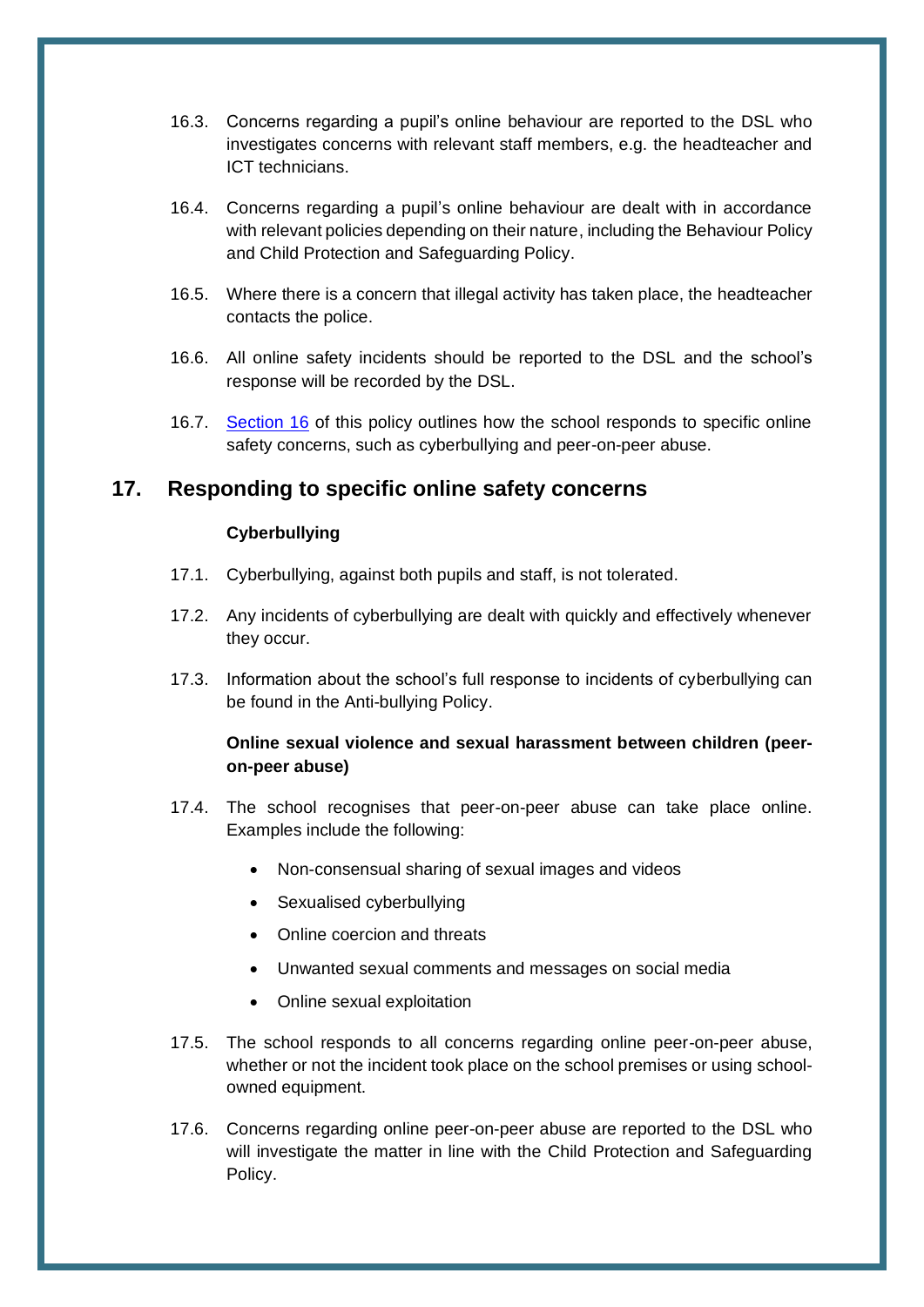16.3. Concerns regarding a pupil's online behaviour are reported to the DSL who investigates concerns with relevant staff members, e.g. the headteacher and ICT technicians.

16.4. Concerns regarding a pupil's online behaviour are dealt with in accordance with relevant policies depending on their nature, including the Behaviour Policy and Child Protection and Safeguarding Policy.

16.5. Where there is a concern that illegal activity has taken place, the headteacher contacts the police.

16.6. All online safety incidents should be reported to the DSL and the school's response will be recorded by the DSL.

16.7. [Section 16](#) of this policy outlines how the school responds to specific online safety concerns, such as cyberbullying and peer-on-peer abuse.

## 17. Responding to specific online safety concerns

**Cyberbullying**

17.1. Cyberbullying, against both pupils and staff, is not tolerated.

17.2. Any incidents of cyberbullying are dealt with quickly and effectively whenever they occur.

17.3. Information about the school's full response to incidents of cyberbullying can be found in the Anti-bullying Policy.

**Online sexual violence and sexual harassment between children (peer-on-peer abuse)**

17.4. The school recognises that peer-on-peer abuse can take place online. Examples include the following:

- Non-consensual sharing of sexual images and videos
- Sexualised cyberbullying
- Online coercion and threats
- Unwanted sexual comments and messages on social media
- Online sexual exploitation

17.5. The school responds to all concerns regarding online peer-on-peer abuse, whether or not the incident took place on the school premises or using school-owned equipment.

17.6. Concerns regarding online peer-on-peer abuse are reported to the DSL who will investigate the matter in line with the Child Protection and Safeguarding Policy.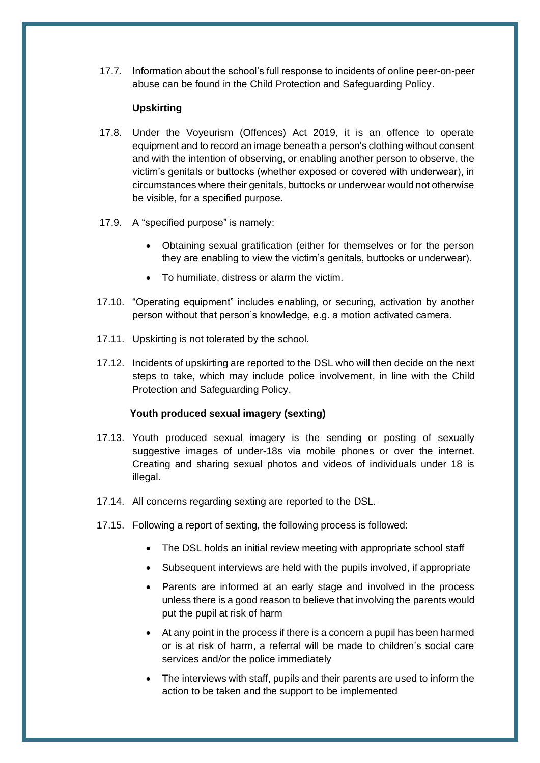17.7. Information about the school's full response to incidents of online peer-on-peer abuse can be found in the Child Protection and Safeguarding Policy.

**Upskirting**

17.8. Under the Voyeurism (Offences) Act 2019, it is an offence to operate equipment and to record an image beneath a person's clothing without consent and with the intention of observing, or enabling another person to observe, the victim's genitals or buttocks (whether exposed or covered with underwear), in circumstances where their genitals, buttocks or underwear would not otherwise be visible, for a specified purpose.

17.9. A "specified purpose" is namely:

- Obtaining sexual gratification (either for themselves or for the person they are enabling to view the victim's genitals, buttocks or underwear).
- To humiliate, distress or alarm the victim.

17.10. "Operating equipment" includes enabling, or securing, activation by another person without that person's knowledge, e.g. a motion activated camera.

17.11. Upskirting is not tolerated by the school.

17.12. Incidents of upskirting are reported to the DSL who will then decide on the next steps to take, which may include police involvement, in line with the Child Protection and Safeguarding Policy.

**Youth produced sexual imagery (sexting)**

17.13. Youth produced sexual imagery is the sending or posting of sexually suggestive images of under-18s via mobile phones or over the internet. Creating and sharing sexual photos and videos of individuals under 18 is illegal.

17.14. All concerns regarding sexting are reported to the DSL.

17.15. Following a report of sexting, the following process is followed:

- The DSL holds an initial review meeting with appropriate school staff
- Subsequent interviews are held with the pupils involved, if appropriate
- Parents are informed at an early stage and involved in the process unless there is a good reason to believe that involving the parents would put the pupil at risk of harm
- At any point in the process if there is a concern a pupil has been harmed or is at risk of harm, a referral will be made to children's social care services and/or the police immediately
- The interviews with staff, pupils and their parents are used to inform the action to be taken and the support to be implemented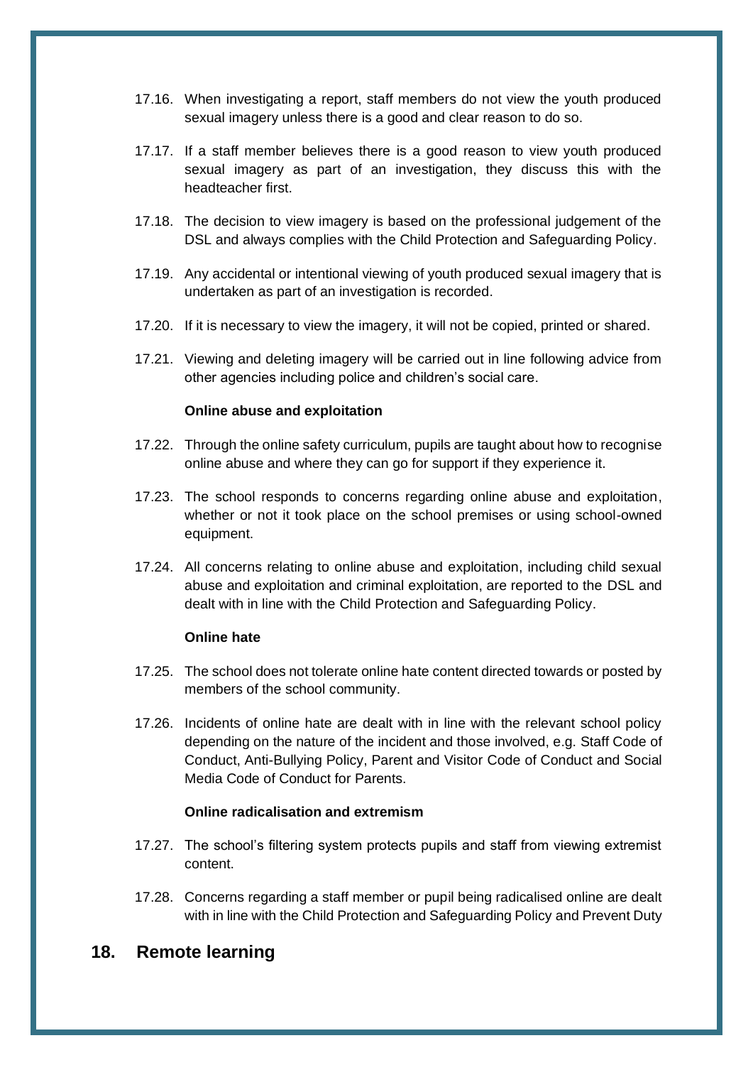17.16. When investigating a report, staff members do not view the youth produced sexual imagery unless there is a good and clear reason to do so.

17.17. If a staff member believes there is a good reason to view youth produced sexual imagery as part of an investigation, they discuss this with the headteacher first.

17.18. The decision to view imagery is based on the professional judgement of the DSL and always complies with the Child Protection and Safeguarding Policy.

17.19. Any accidental or intentional viewing of youth produced sexual imagery that is undertaken as part of an investigation is recorded.

17.20. If it is necessary to view the imagery, it will not be copied, printed or shared.

17.21. Viewing and deleting imagery will be carried out in line following advice from other agencies including police and children's social care.

**Online abuse and exploitation**

17.22. Through the online safety curriculum, pupils are taught about how to recognise online abuse and where they can go for support if they experience it.

17.23. The school responds to concerns regarding online abuse and exploitation, whether or not it took place on the school premises or using school-owned equipment.

17.24. All concerns relating to online abuse and exploitation, including child sexual abuse and exploitation and criminal exploitation, are reported to the DSL and dealt with in line with the Child Protection and Safeguarding Policy.

**Online hate**

17.25. The school does not tolerate online hate content directed towards or posted by members of the school community.

17.26. Incidents of online hate are dealt with in line with the relevant school policy depending on the nature of the incident and those involved, e.g. Staff Code of Conduct, Anti-Bullying Policy, Parent and Visitor Code of Conduct and Social Media Code of Conduct for Parents.

**Online radicalisation and extremism**

17.27. The school's filtering system protects pupils and staff from viewing extremist content.

17.28. Concerns regarding a staff member or pupil being radicalised online are dealt with in line with the Child Protection and Safeguarding Policy and Prevent Duty

## 18. Remote learning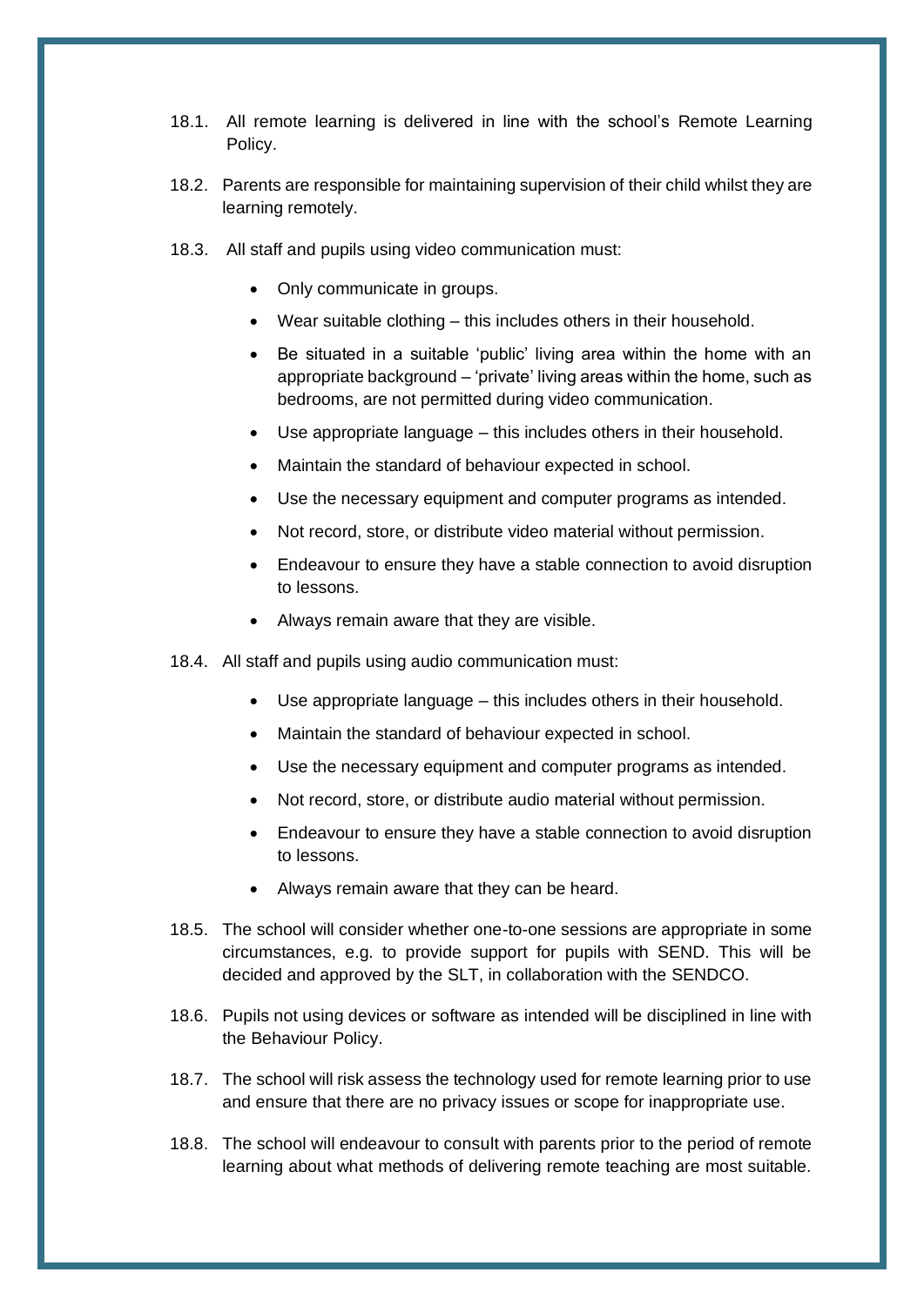18.1. All remote learning is delivered in line with the school's Remote Learning Policy.

18.2. Parents are responsible for maintaining supervision of their child whilst they are learning remotely.

18.3. All staff and pupils using video communication must:

- Only communicate in groups.
- Wear suitable clothing – this includes others in their household.
- Be situated in a suitable 'public' living area within the home with an appropriate background – 'private' living areas within the home, such as bedrooms, are not permitted during video communication.
- Use appropriate language – this includes others in their household.
- Maintain the standard of behaviour expected in school.
- Use the necessary equipment and computer programs as intended.
- Not record, store, or distribute video material without permission.
- Endeavour to ensure they have a stable connection to avoid disruption to lessons.
- Always remain aware that they are visible.

18.4. All staff and pupils using audio communication must:

- Use appropriate language – this includes others in their household.
- Maintain the standard of behaviour expected in school.
- Use the necessary equipment and computer programs as intended.
- Not record, store, or distribute audio material without permission.
- Endeavour to ensure they have a stable connection to avoid disruption to lessons.
- Always remain aware that they can be heard.

18.5. The school will consider whether one-to-one sessions are appropriate in some circumstances, e.g. to provide support for pupils with SEND. This will be decided and approved by the SLT, in collaboration with the SENDCO.

18.6. Pupils not using devices or software as intended will be disciplined in line with the Behaviour Policy.

18.7. The school will risk assess the technology used for remote learning prior to use and ensure that there are no privacy issues or scope for inappropriate use.

18.8. The school will endeavour to consult with parents prior to the period of remote learning about what methods of delivering remote teaching are most suitable.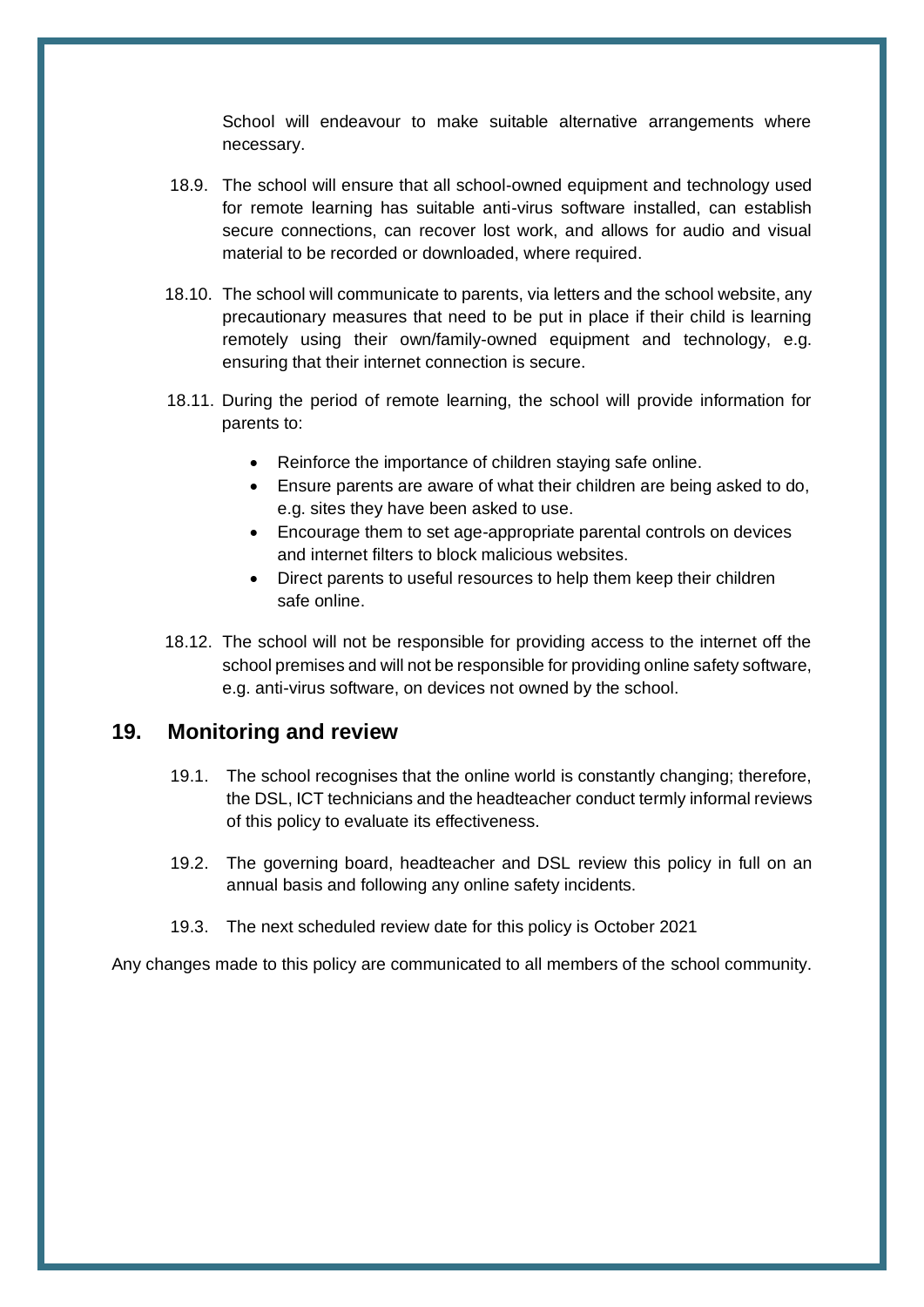School will endeavour to make suitable alternative arrangements where necessary.

18.9. The school will ensure that all school-owned equipment and technology used for remote learning has suitable anti-virus software installed, can establish secure connections, can recover lost work, and allows for audio and visual material to be recorded or downloaded, where required.

18.10. The school will communicate to parents, via letters and the school website, any precautionary measures that need to be put in place if their child is learning remotely using their own/family-owned equipment and technology, e.g. ensuring that their internet connection is secure.

18.11. During the period of remote learning, the school will provide information for parents to:

- Reinforce the importance of children staying safe online.
- Ensure parents are aware of what their children are being asked to do, e.g. sites they have been asked to use.
- Encourage them to set age-appropriate parental controls on devices and internet filters to block malicious websites.
- Direct parents to useful resources to help them keep their children safe online.

18.12. The school will not be responsible for providing access to the internet off the school premises and will not be responsible for providing online safety software, e.g. anti-virus software, on devices not owned by the school.

## 19. Monitoring and review

19.1. The school recognises that the online world is constantly changing; therefore, the DSL, ICT technicians and the headteacher conduct termly informal reviews of this policy to evaluate its effectiveness.

19.2. The governing board, headteacher and DSL review this policy in full on an annual basis and following any online safety incidents.

19.3. The next scheduled review date for this policy is October 2021

Any changes made to this policy are communicated to all members of the school community.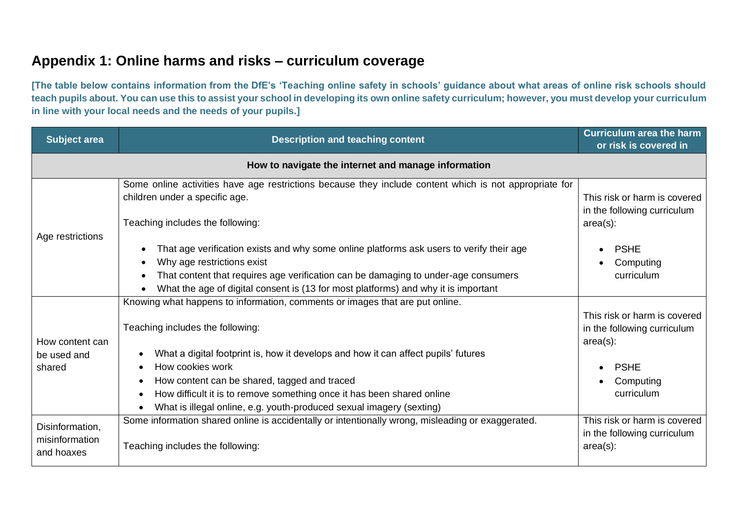## Appendix 1: Online harms and risks – curriculum coverage

**[The table below contains information from the DfE's 'Teaching online safety in schools' guidance about what areas of online risk schools should teach pupils about. You can use this to assist your school in developing its own online safety curriculum; however, you must develop your curriculum in line with your local needs and the needs of your pupils.]**

| Subject area | Description and teaching content | Curriculum area the harm or risk is covered in |
|---|---|---|
| **How to navigate the internet and manage information** | | |
| Age restrictions | Some online activities have age restrictions because they include content which is not appropriate for children under a specific age.<br><br>Teaching includes the following:<br><br>• That age verification exists and why some online platforms ask users to verify their age<br>• Why age restrictions exist<br>• That content that requires age verification can be damaging to under-age consumers<br>• What the age of digital consent is (13 for most platforms) and why it is important | This risk or harm is covered in the following curriculum area(s):<br><br>• PSHE<br>• Computing curriculum |
| How content can be used and shared | Knowing what happens to information, comments or images that are put online.<br><br>Teaching includes the following:<br><br>• What a digital footprint is, how it develops and how it can affect pupils' futures<br>• How cookies work<br>• How content can be shared, tagged and traced<br>• How difficult it is to remove something once it has been shared online<br>• What is illegal online, e.g. youth-produced sexual imagery (sexting) | This risk or harm is covered in the following curriculum area(s):<br><br>• PSHE<br>• Computing curriculum |
| Disinformation, misinformation and hoaxes | Some information shared online is accidentally or intentionally wrong, misleading or exaggerated.<br><br>Teaching includes the following: | This risk or harm is covered in the following curriculum area(s): |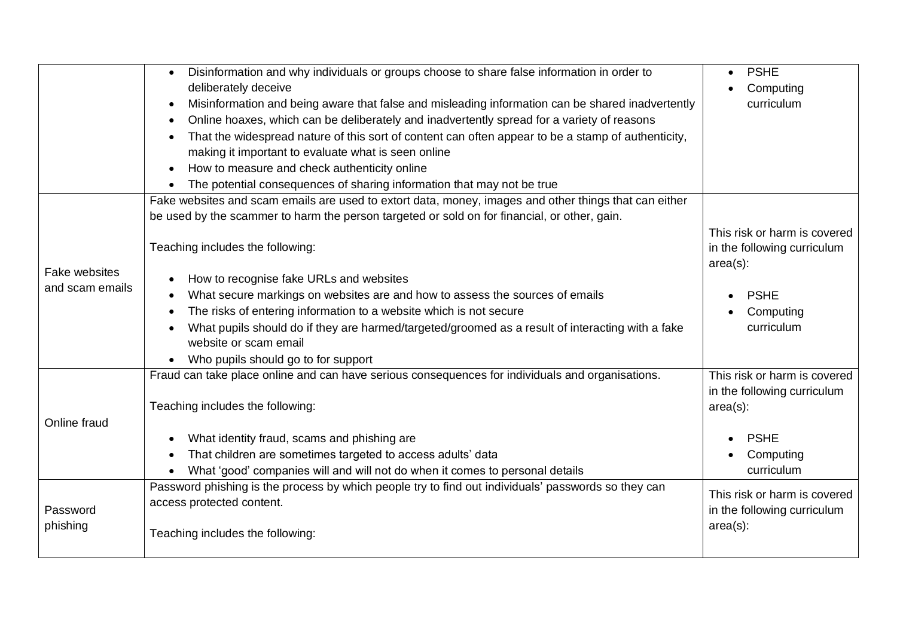| | | |
|---|---|---|
| | • Disinformation and why individuals or groups choose to share false information in order to deliberately deceive<br>• Misinformation and being aware that false and misleading information can be shared inadvertently<br>• Online hoaxes, which can be deliberately and inadvertently spread for a variety of reasons<br>• That the widespread nature of this sort of content can often appear to be a stamp of authenticity, making it important to evaluate what is seen online<br>• How to measure and check authenticity online<br>• The potential consequences of sharing information that may not be true | • PSHE<br>• Computing curriculum |
| Fake websites and scam emails | Fake websites and scam emails are used to extort data, money, images and other things that can either be used by the scammer to harm the person targeted or sold on for financial, or other, gain.<br><br>Teaching includes the following:<br><br>• How to recognise fake URLs and websites<br>• What secure markings on websites are and how to assess the sources of emails<br>• The risks of entering information to a website which is not secure<br>• What pupils should do if they are harmed/targeted/groomed as a result of interacting with a fake website or scam email<br>• Who pupils should go to for support | This risk or harm is covered in the following curriculum area(s):<br><br>• PSHE<br>• Computing curriculum |
| Online fraud | Fraud can take place online and can have serious consequences for individuals and organisations.<br><br>Teaching includes the following:<br><br>• What identity fraud, scams and phishing are<br>• That children are sometimes targeted to access adults' data<br>• What 'good' companies will and will not do when it comes to personal details | This risk or harm is covered in the following curriculum area(s):<br><br>• PSHE<br>• Computing curriculum |
| Password phishing | Password phishing is the process by which people try to find out individuals' passwords so they can access protected content.<br><br>Teaching includes the following: | This risk or harm is covered in the following curriculum area(s): |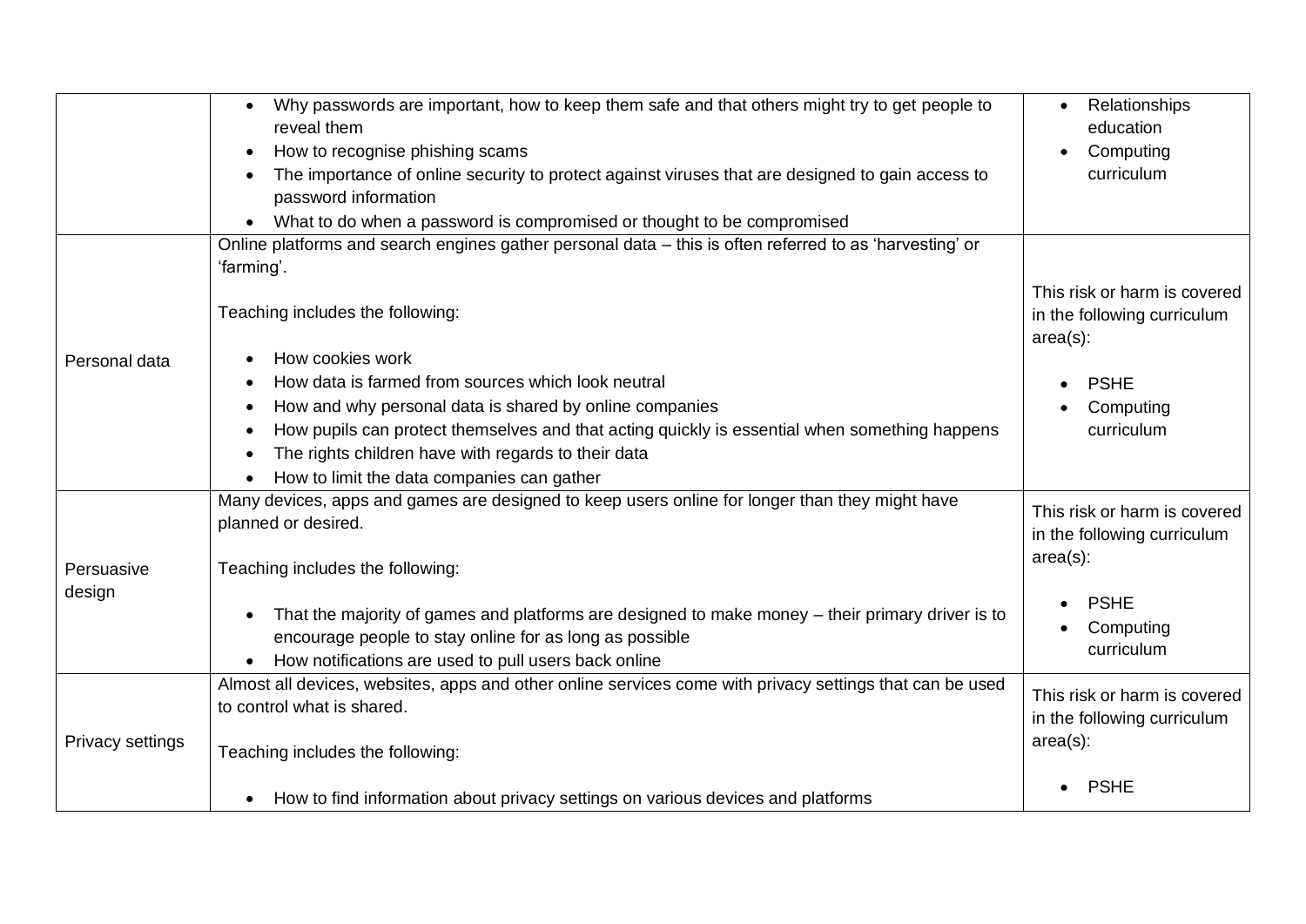| | | |
|---|---|---|
| | • Why passwords are important, how to keep them safe and that others might try to get people to reveal them<br>• How to recognise phishing scams<br>• The importance of online security to protect against viruses that are designed to gain access to password information<br>• What to do when a password is compromised or thought to be compromised | • Relationships education<br>• Computing curriculum |
| Personal data | Online platforms and search engines gather personal data – this is often referred to as 'harvesting' or 'farming'.<br><br>Teaching includes the following:<br><br>• How cookies work<br>• How data is farmed from sources which look neutral<br>• How and why personal data is shared by online companies<br>• How pupils can protect themselves and that acting quickly is essential when something happens<br>• The rights children have with regards to their data<br>• How to limit the data companies can gather | This risk or harm is covered in the following curriculum area(s):<br><br>• PSHE<br>• Computing curriculum |
| Persuasive design | Many devices, apps and games are designed to keep users online for longer than they might have planned or desired.<br><br>Teaching includes the following:<br><br>• That the majority of games and platforms are designed to make money – their primary driver is to encourage people to stay online for as long as possible<br>• How notifications are used to pull users back online | This risk or harm is covered in the following curriculum area(s):<br><br>• PSHE<br>• Computing curriculum |
| Privacy settings | Almost all devices, websites, apps and other online services come with privacy settings that can be used to control what is shared.<br><br>Teaching includes the following:<br><br>• How to find information about privacy settings on various devices and platforms | This risk or harm is covered in the following curriculum area(s):<br><br>• PSHE |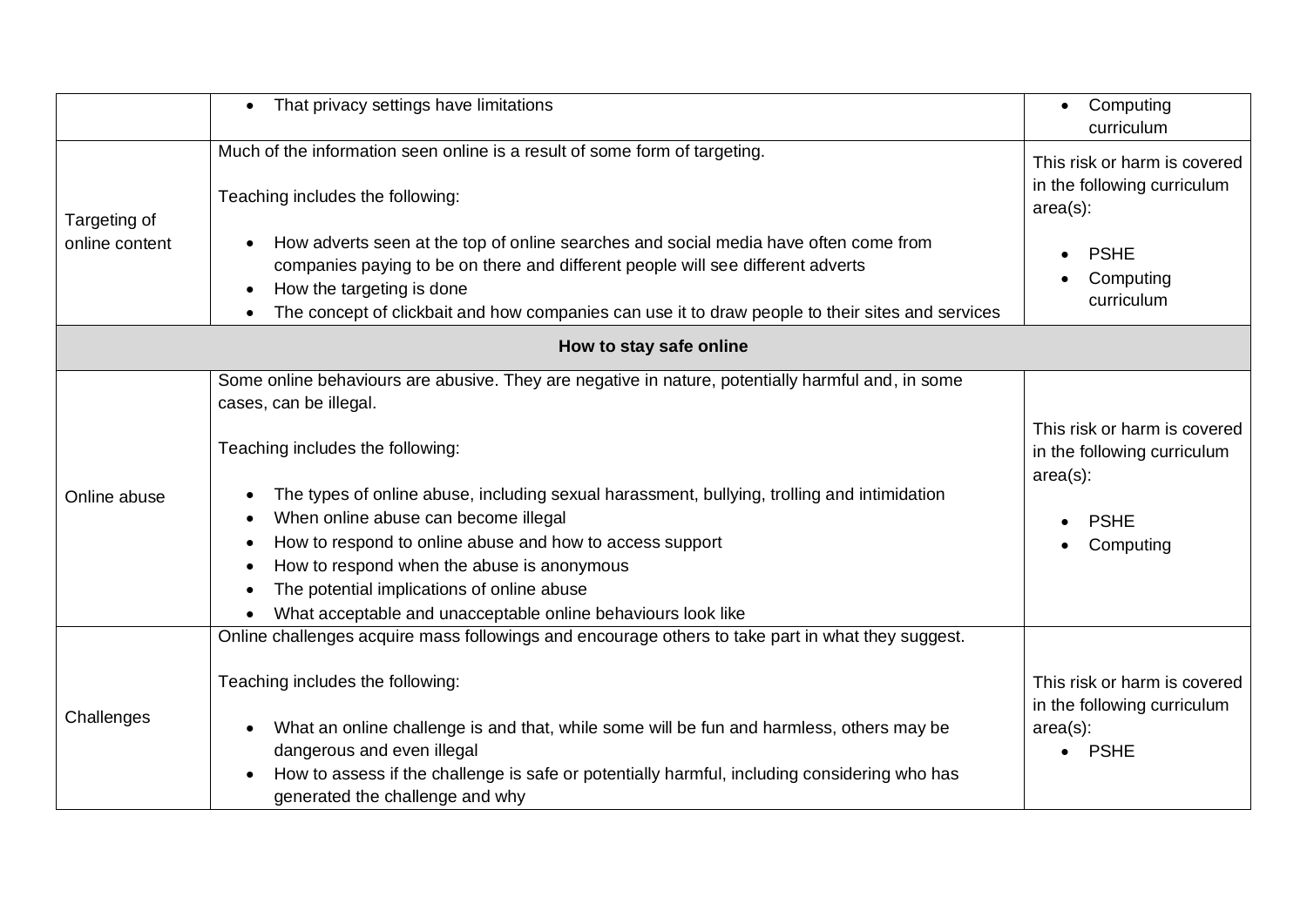| | | |
|---|---|---|
| | • That privacy settings have limitations | • Computing curriculum |
| Targeting of online content | Much of the information seen online is a result of some form of targeting.<br><br>Teaching includes the following:<br><br>• How adverts seen at the top of online searches and social media have often come from companies paying to be on there and different people will see different adverts<br>• How the targeting is done<br>• The concept of clickbait and how companies can use it to draw people to their sites and services | This risk or harm is covered in the following curriculum area(s):<br><br>• PSHE<br>• Computing curriculum |
| **How to stay safe online** | | |
| Online abuse | Some online behaviours are abusive. They are negative in nature, potentially harmful and, in some cases, can be illegal.<br><br>Teaching includes the following:<br><br>• The types of online abuse, including sexual harassment, bullying, trolling and intimidation<br>• When online abuse can become illegal<br>• How to respond to online abuse and how to access support<br>• How to respond when the abuse is anonymous<br>• The potential implications of online abuse<br>• What acceptable and unacceptable online behaviours look like | This risk or harm is covered in the following curriculum area(s):<br><br>• PSHE<br>• Computing |
| Challenges | Online challenges acquire mass followings and encourage others to take part in what they suggest.<br><br>Teaching includes the following:<br><br>• What an online challenge is and that, while some will be fun and harmless, others may be dangerous and even illegal<br>• How to assess if the challenge is safe or potentially harmful, including considering who has generated the challenge and why | This risk or harm is covered in the following curriculum area(s):<br>• PSHE |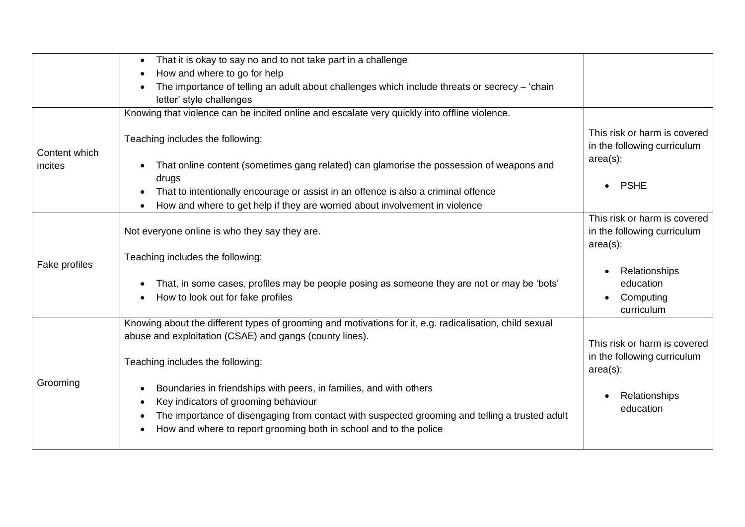| | | |
|---|---|---|
| | • That it is okay to say no and to not take part in a challenge<br>• How and where to go for help<br>• The importance of telling an adult about challenges which include threats or secrecy – 'chain letter' style challenges | |
| Content which incites | Knowing that violence can be incited online and escalate very quickly into offline violence.<br><br>Teaching includes the following:<br><br>• That online content (sometimes gang related) can glamorise the possession of weapons and drugs<br>• That to intentionally encourage or assist in an offence is also a criminal offence<br>• How and where to get help if they are worried about involvement in violence | This risk or harm is covered in the following curriculum area(s):<br><br>• PSHE |
| Fake profiles | Not everyone online is who they say they are.<br><br>Teaching includes the following:<br><br>• That, in some cases, profiles may be people posing as someone they are not or may be 'bots'<br>• How to look out for fake profiles | This risk or harm is covered in the following curriculum area(s):<br><br>• Relationships education<br>• Computing curriculum |
| Grooming | Knowing about the different types of grooming and motivations for it, e.g. radicalisation, child sexual abuse and exploitation (CSAE) and gangs (county lines).<br><br>Teaching includes the following:<br><br>• Boundaries in friendships with peers, in families, and with others<br>• Key indicators of grooming behaviour<br>• The importance of disengaging from contact with suspected grooming and telling a trusted adult<br>• How and where to report grooming both in school and to the police | This risk or harm is covered in the following curriculum area(s):<br><br>• Relationships education |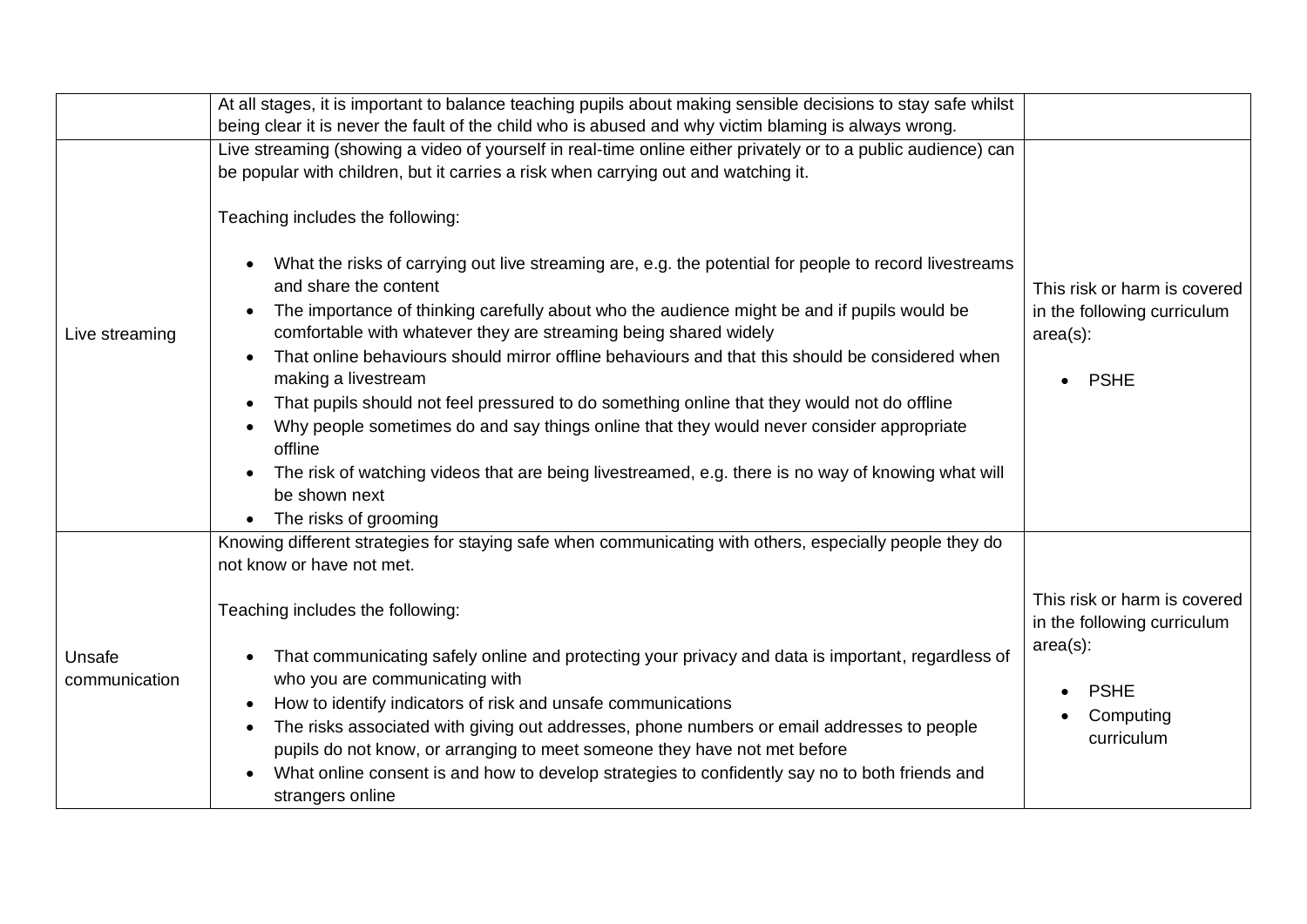| | | |
|---|---|---|
| | At all stages, it is important to balance teaching pupils about making sensible decisions to stay safe whilst being clear it is never the fault of the child who is abused and why victim blaming is always wrong. | |
| Live streaming | Live streaming (showing a video of yourself in real-time online either privately or to a public audience) can be popular with children, but it carries a risk when carrying out and watching it.<br><br>Teaching includes the following:<br><br>• What the risks of carrying out live streaming are, e.g. the potential for people to record livestreams and share the content<br>• The importance of thinking carefully about who the audience might be and if pupils would be comfortable with whatever they are streaming being shared widely<br>• That online behaviours should mirror offline behaviours and that this should be considered when making a livestream<br>• That pupils should not feel pressured to do something online that they would not do offline<br>• Why people sometimes do and say things online that they would never consider appropriate offline<br>• The risk of watching videos that are being livestreamed, e.g. there is no way of knowing what will be shown next<br>• The risks of grooming | This risk or harm is covered in the following curriculum area(s):<br><br>• PSHE |
| Unsafe communication | Knowing different strategies for staying safe when communicating with others, especially people they do not know or have not met.<br><br>Teaching includes the following:<br><br>• That communicating safely online and protecting your privacy and data is important, regardless of who you are communicating with<br>• How to identify indicators of risk and unsafe communications<br>• The risks associated with giving out addresses, phone numbers or email addresses to people pupils do not know, or arranging to meet someone they have not met before<br>• What online consent is and how to develop strategies to confidently say no to both friends and strangers online | This risk or harm is covered in the following curriculum area(s):<br><br>• PSHE<br>• Computing curriculum |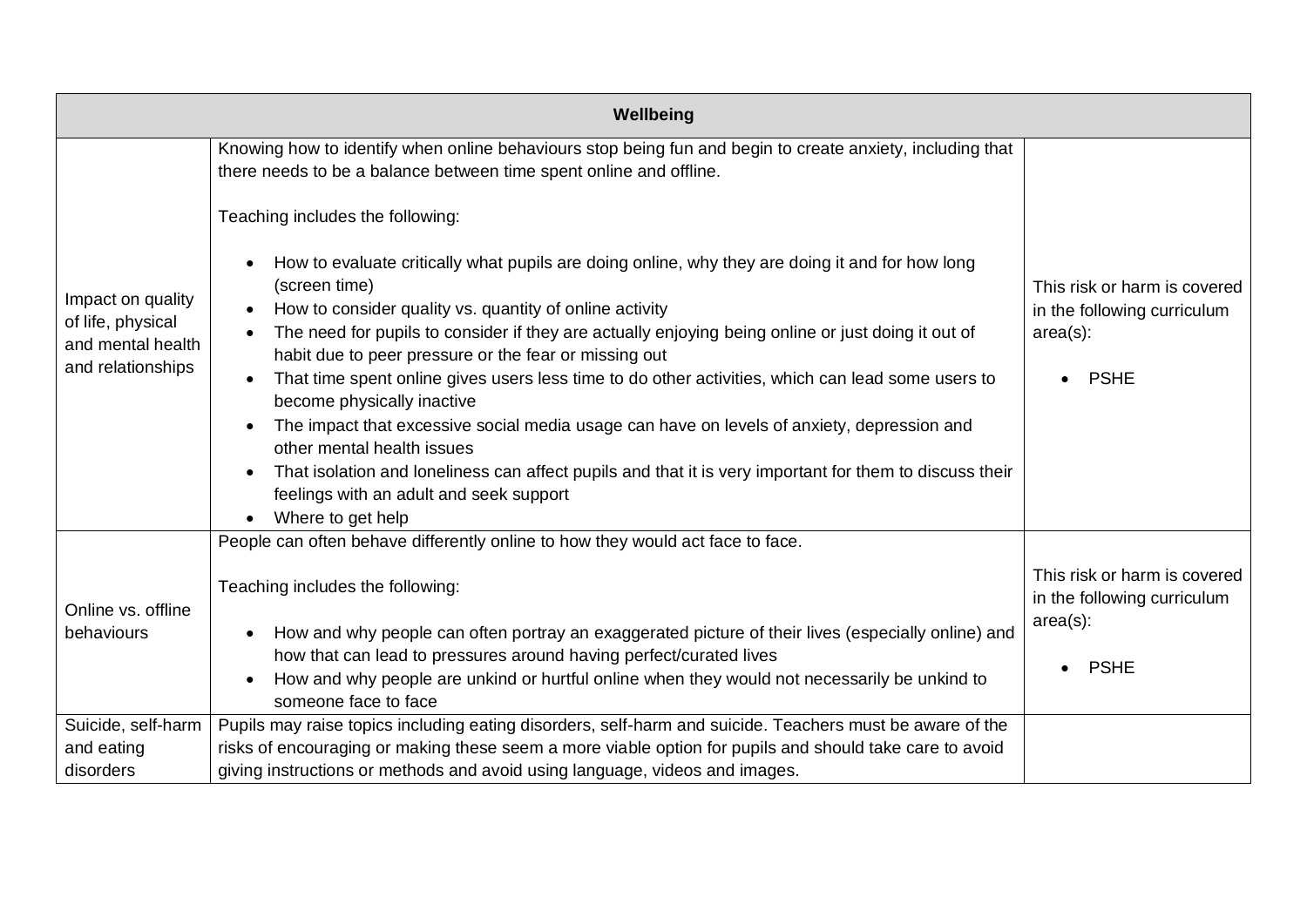| Wellbeing | | |
|---|---|---|
| Impact on quality of life, physical and mental health and relationships | Knowing how to identify when online behaviours stop being fun and begin to create anxiety, including that there needs to be a balance between time spent online and offline.<br><br>Teaching includes the following:<br><br>• How to evaluate critically what pupils are doing online, why they are doing it and for how long (screen time)<br>• How to consider quality vs. quantity of online activity<br>• The need for pupils to consider if they are actually enjoying being online or just doing it out of habit due to peer pressure or the fear or missing out<br>• That time spent online gives users less time to do other activities, which can lead some users to become physically inactive<br>• The impact that excessive social media usage can have on levels of anxiety, depression and other mental health issues<br>• That isolation and loneliness can affect pupils and that it is very important for them to discuss their feelings with an adult and seek support<br>• Where to get help | This risk or harm is covered in the following curriculum area(s):<br><br>• PSHE |
| Online vs. offline behaviours | People can often behave differently online to how they would act face to face.<br><br>Teaching includes the following:<br><br>• How and why people can often portray an exaggerated picture of their lives (especially online) and how that can lead to pressures around having perfect/curated lives<br>• How and why people are unkind or hurtful online when they would not necessarily be unkind to someone face to face | This risk or harm is covered in the following curriculum area(s):<br><br>• PSHE |
| Suicide, self-harm and eating disorders | Pupils may raise topics including eating disorders, self-harm and suicide. Teachers must be aware of the risks of encouraging or making these seem a more viable option for pupils and should take care to avoid giving instructions or methods and avoid using language, videos and images. | |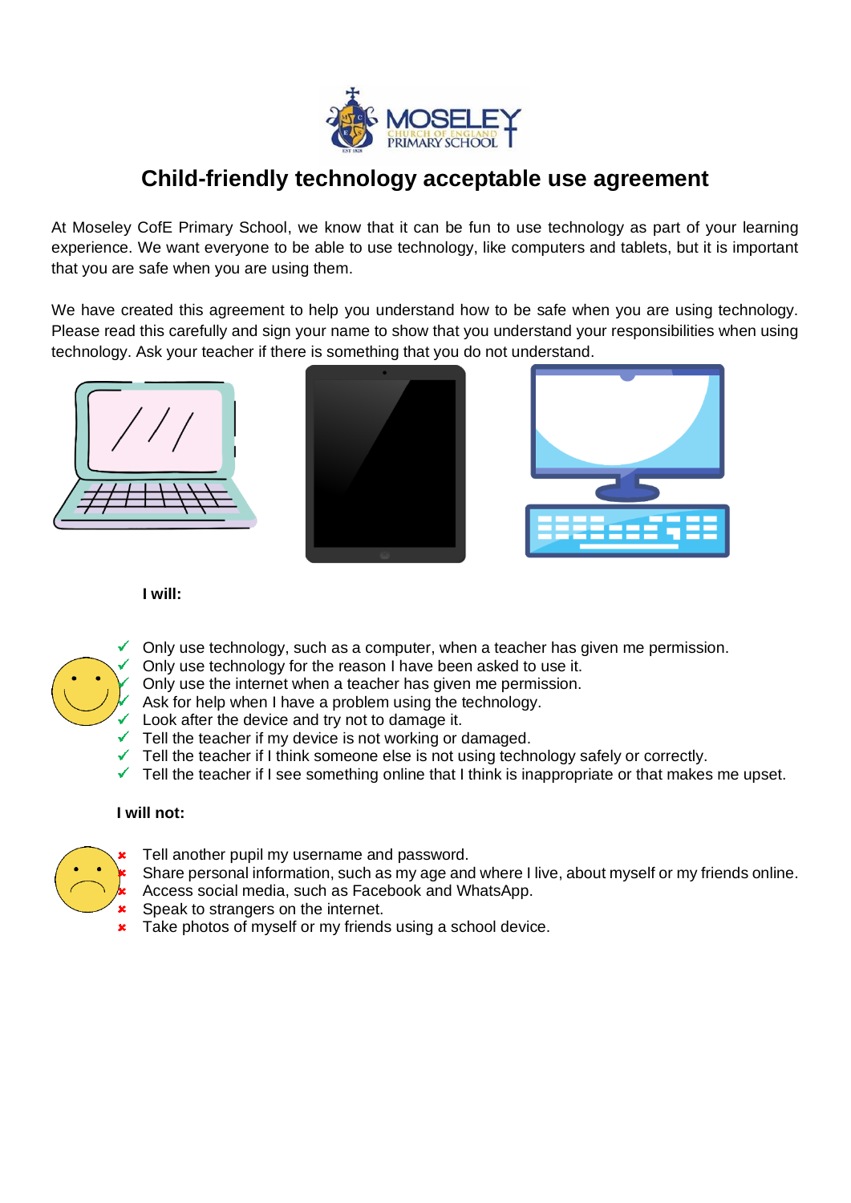# Child-friendly technology acceptable use agreement

At Moseley CofE Primary School, we know that it can be fun to use technology as part of your learning experience. We want everyone to be able to use technology, like computers and tablets, but it is important that you are safe when you are using them.

We have created this agreement to help you understand how to be safe when you are using technology. Please read this carefully and sign your name to show that you understand your responsibilities when using technology. Ask your teacher if there is something that you do not understand.

**I will:**

- ✓ Only use technology, such as a computer, when a teacher has given me permission.
- ✓ Only use technology for the reason I have been asked to use it.
- ✓ Only use the internet when a teacher has given me permission.
- ✓ Ask for help when I have a problem using the technology.
- ✓ Look after the device and try not to damage it.
- ✓ Tell the teacher if my device is not working or damaged.
- ✓ Tell the teacher if I think someone else is not using technology safely or correctly.
- ✓ Tell the teacher if I see something online that I think is inappropriate or that makes me upset.

**I will not:**

- ✗ Tell another pupil my username and password.
- ✗ Share personal information, such as my age and where I live, about myself or my friends online.
- ✗ Access social media, such as Facebook and WhatsApp.
- ✗ Speak to strangers on the internet.
- ✗ Take photos of myself or my friends using a school device.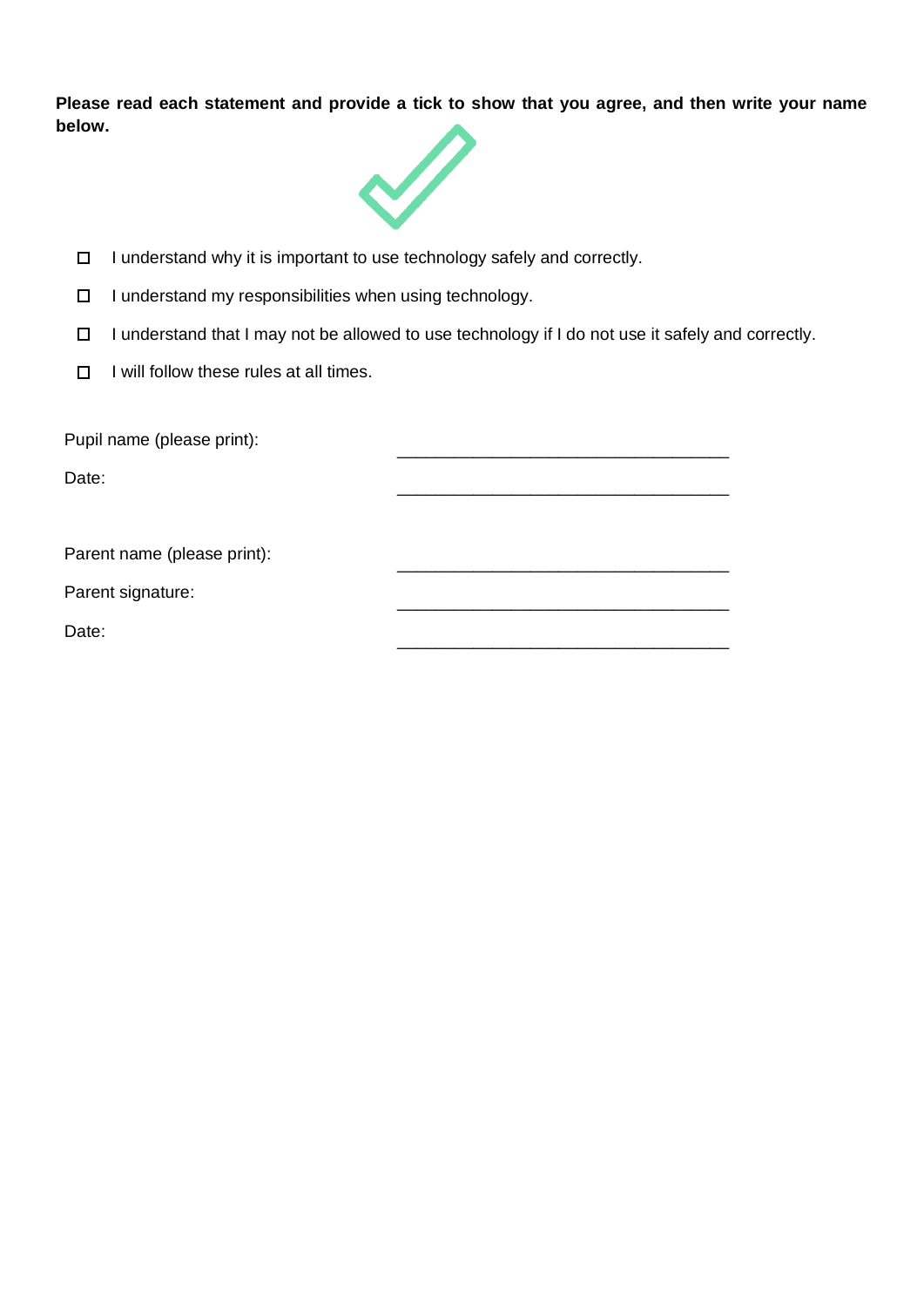**Please read each statement and provide a tick to show that you agree, and then write your name below.**

- ☐ I understand why it is important to use technology safely and correctly.
- ☐ I understand my responsibilities when using technology.
- ☐ I understand that I may not be allowed to use technology if I do not use it safely and correctly.
- ☐ I will follow these rules at all times.

Pupil name (please print): ___________________________________

Date: ___________________________________

Parent name (please print): ___________________________________

Parent signature: ___________________________________

Date: ___________________________________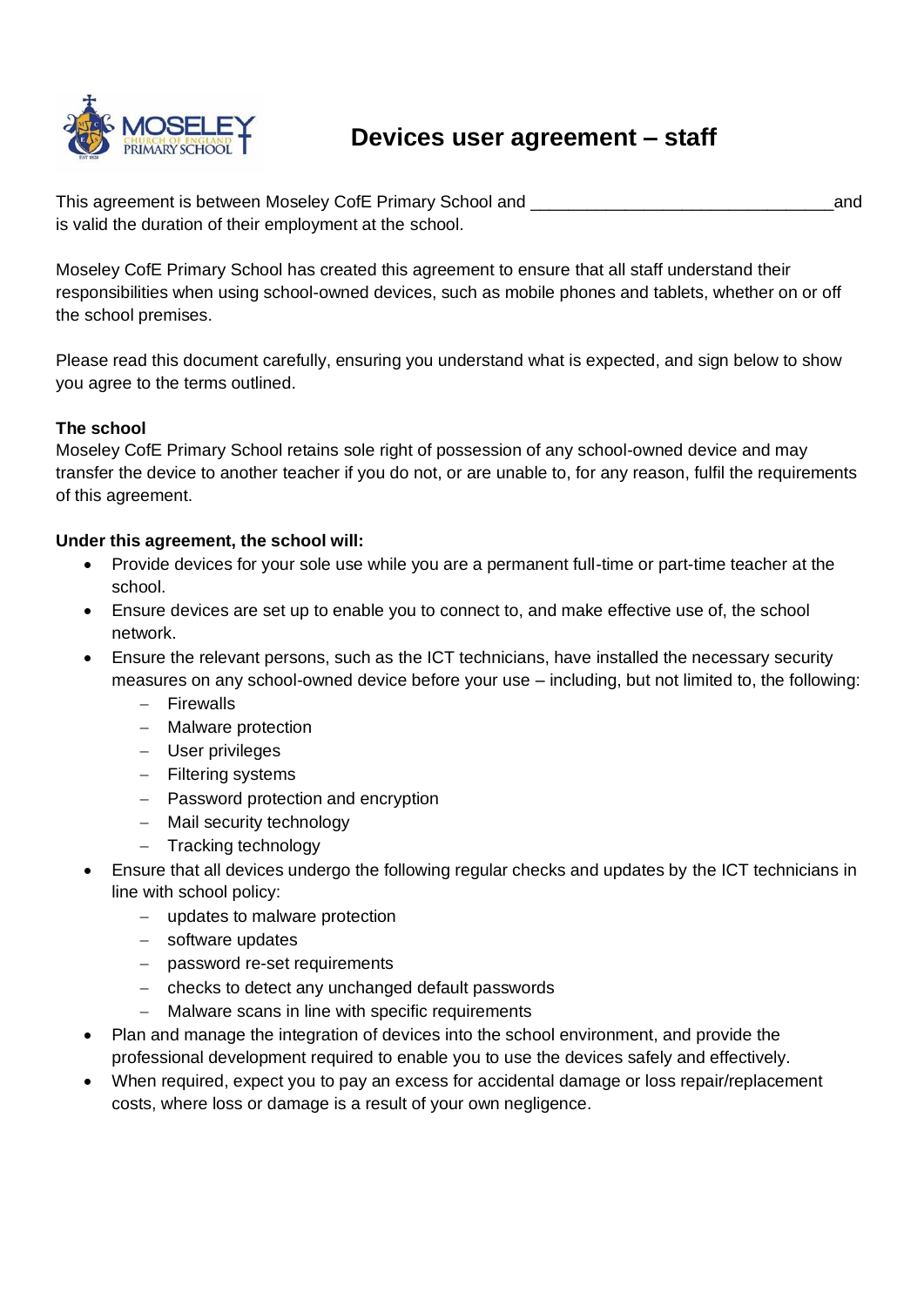# Devices user agreement – staff

This agreement is between Moseley CofE Primary School and ________________________________ and is valid the duration of their employment at the school.

Moseley CofE Primary School has created this agreement to ensure that all staff understand their responsibilities when using school-owned devices, such as mobile phones and tablets, whether on or off the school premises.

Please read this document carefully, ensuring you understand what is expected, and sign below to show you agree to the terms outlined.

**The school**

Moseley CofE Primary School retains sole right of possession of any school-owned device and may transfer the device to another teacher if you do not, or are unable to, for any reason, fulfil the requirements of this agreement.

**Under this agreement, the school will:**

- Provide devices for your sole use while you are a permanent full-time or part-time teacher at the school.
- Ensure devices are set up to enable you to connect to, and make effective use of, the school network.
- Ensure the relevant persons, such as the ICT technicians, have installed the necessary security measures on any school-owned device before your use – including, but not limited to, the following:
  - Firewalls
  - Malware protection
  - User privileges
  - Filtering systems
  - Password protection and encryption
  - Mail security technology
  - Tracking technology
- Ensure that all devices undergo the following regular checks and updates by the ICT technicians in line with school policy:
  - updates to malware protection
  - software updates
  - password re-set requirements
  - checks to detect any unchanged default passwords
  - Malware scans in line with specific requirements
- Plan and manage the integration of devices into the school environment, and provide the professional development required to enable you to use the devices safely and effectively.
- When required, expect you to pay an excess for accidental damage or loss repair/replacement costs, where loss or damage is a result of your own negligence.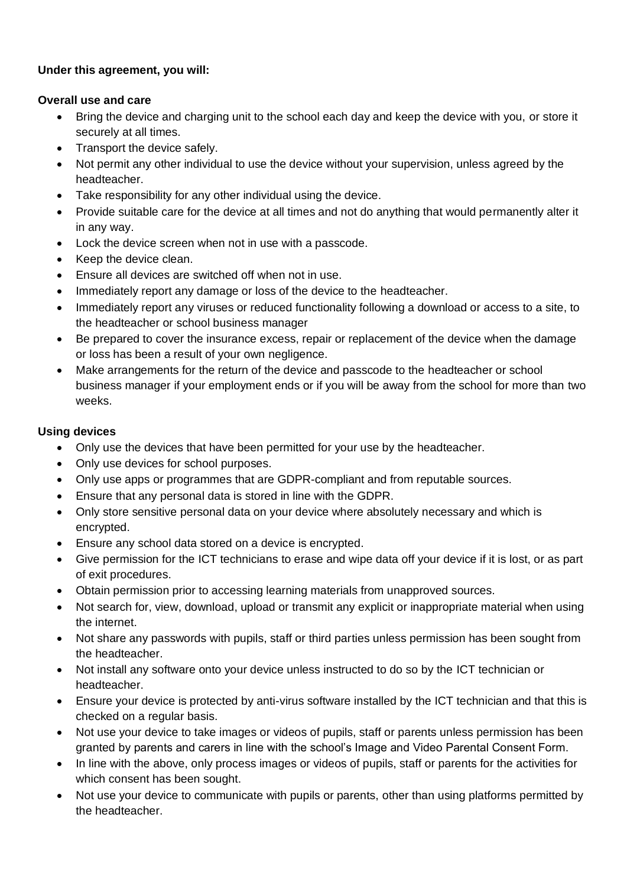**Under this agreement, you will:**

**Overall use and care**

- Bring the device and charging unit to the school each day and keep the device with you, or store it securely at all times.
- Transport the device safely.
- Not permit any other individual to use the device without your supervision, unless agreed by the headteacher.
- Take responsibility for any other individual using the device.
- Provide suitable care for the device at all times and not do anything that would permanently alter it in any way.
- Lock the device screen when not in use with a passcode.
- Keep the device clean.
- Ensure all devices are switched off when not in use.
- Immediately report any damage or loss of the device to the headteacher.
- Immediately report any viruses or reduced functionality following a download or access to a site, to the headteacher or school business manager
- Be prepared to cover the insurance excess, repair or replacement of the device when the damage or loss has been a result of your own negligence.
- Make arrangements for the return of the device and passcode to the headteacher or school business manager if your employment ends or if you will be away from the school for more than two weeks.

**Using devices**

- Only use the devices that have been permitted for your use by the headteacher.
- Only use devices for school purposes.
- Only use apps or programmes that are GDPR-compliant and from reputable sources.
- Ensure that any personal data is stored in line with the GDPR.
- Only store sensitive personal data on your device where absolutely necessary and which is encrypted.
- Ensure any school data stored on a device is encrypted.
- Give permission for the ICT technicians to erase and wipe data off your device if it is lost, or as part of exit procedures.
- Obtain permission prior to accessing learning materials from unapproved sources.
- Not search for, view, download, upload or transmit any explicit or inappropriate material when using the internet.
- Not share any passwords with pupils, staff or third parties unless permission has been sought from the headteacher.
- Not install any software onto your device unless instructed to do so by the ICT technician or headteacher.
- Ensure your device is protected by anti-virus software installed by the ICT technician and that this is checked on a regular basis.
- Not use your device to take images or videos of pupils, staff or parents unless permission has been granted by parents and carers in line with the school's Image and Video Parental Consent Form.
- In line with the above, only process images or videos of pupils, staff or parents for the activities for which consent has been sought.
- Not use your device to communicate with pupils or parents, other than using platforms permitted by the headteacher.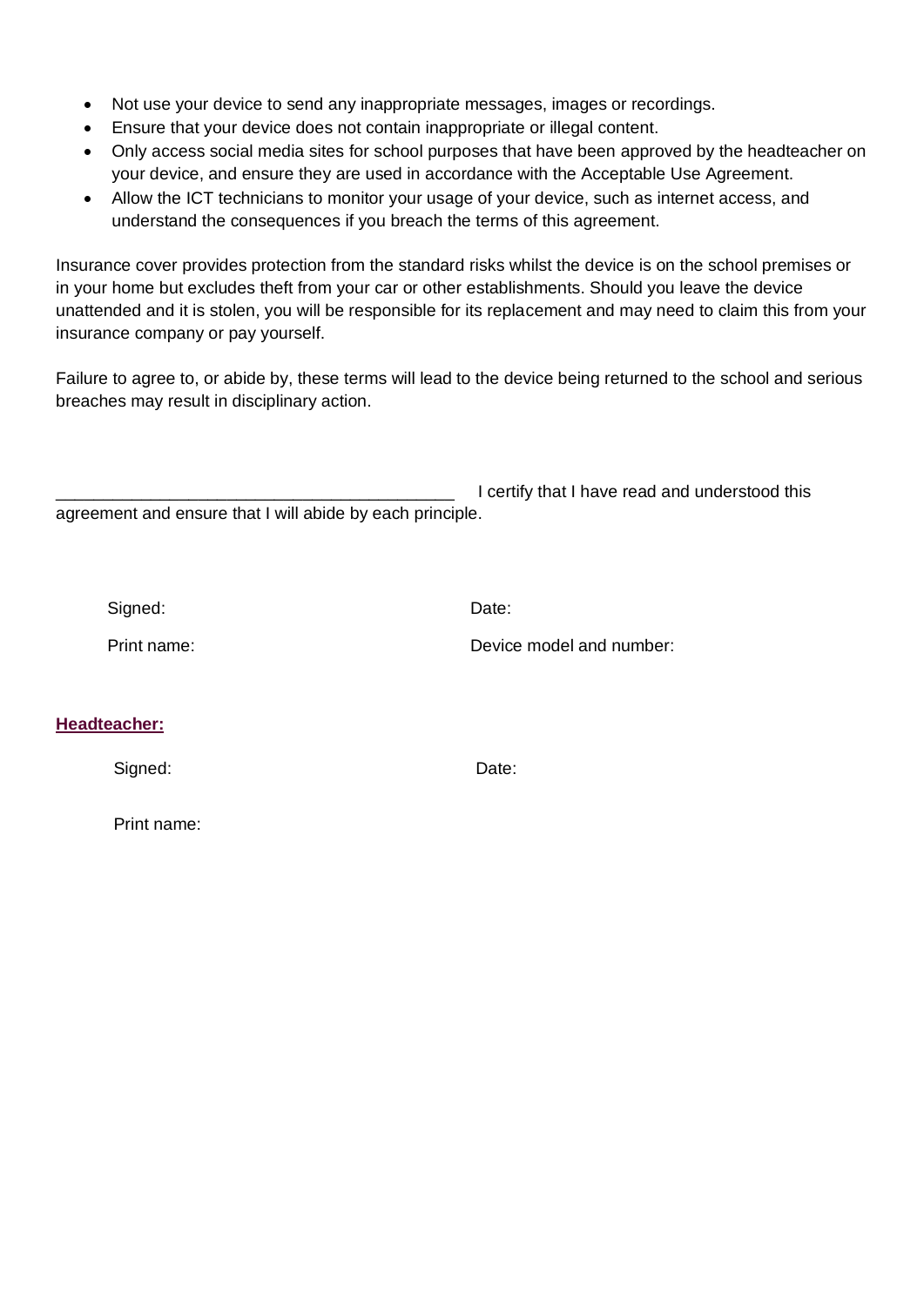- Not use your device to send any inappropriate messages, images or recordings.
- Ensure that your device does not contain inappropriate or illegal content.
- Only access social media sites for school purposes that have been approved by the headteacher on your device, and ensure they are used in accordance with the Acceptable Use Agreement.
- Allow the ICT technicians to monitor your usage of your device, such as internet access, and understand the consequences if you breach the terms of this agreement.

Insurance cover provides protection from the standard risks whilst the device is on the school premises or in your home but excludes theft from your car or other establishments. Should you leave the device unattended and it is stolen, you will be responsible for its replacement and may need to claim this from your insurance company or pay yourself.

Failure to agree to, or abide by, these terms will lead to the device being returned to the school and serious breaches may result in disciplinary action.

__________________________________________ I certify that I have read and understood this agreement and ensure that I will abide by each principle.

Signed: Date:

Print name: Device model and number:

**Headteacher:**

Signed: Date:

Print name: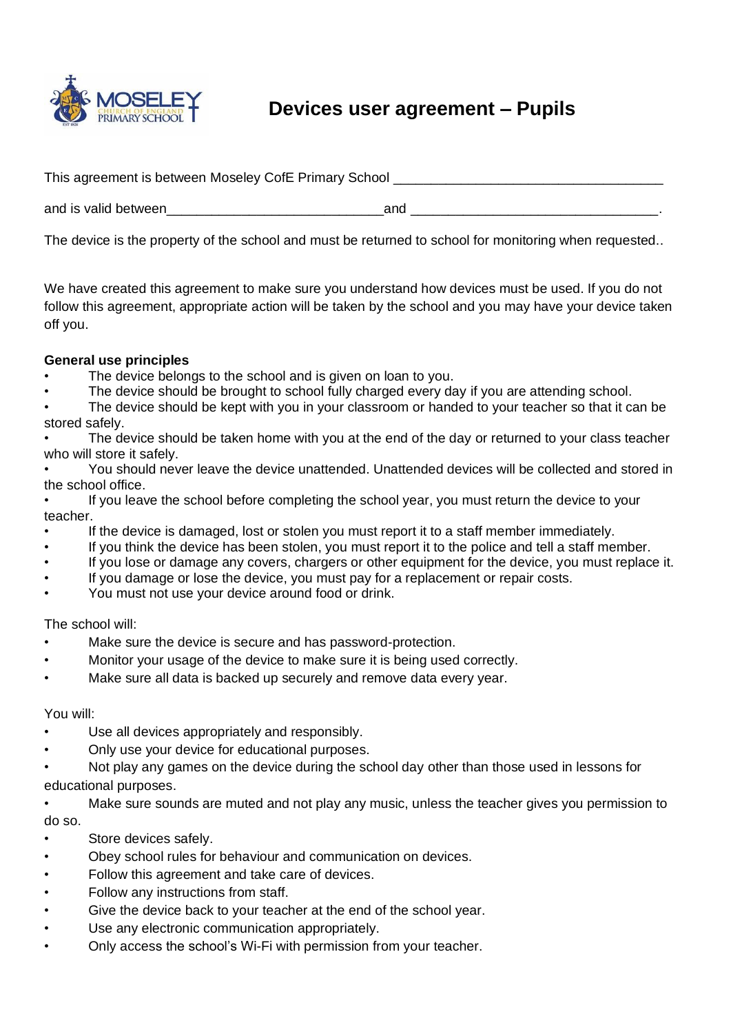# Devices user agreement – Pupils

This agreement is between Moseley CofE Primary School ____________________________________

and is valid between_____________________________and _________________________________.

The device is the property of the school and must be returned to school for monitoring when requested..

We have created this agreement to make sure you understand how devices must be used. If you do not follow this agreement, appropriate action will be taken by the school and you may have your device taken off you.

**General use principles**

- The device belongs to the school and is given on loan to you.
- The device should be brought to school fully charged every day if you are attending school.
- The device should be kept with you in your classroom or handed to your teacher so that it can be stored safely.
- The device should be taken home with you at the end of the day or returned to your class teacher who will store it safely.
- You should never leave the device unattended. Unattended devices will be collected and stored in the school office.
- If you leave the school before completing the school year, you must return the device to your teacher.
- If the device is damaged, lost or stolen you must report it to a staff member immediately.
- If you think the device has been stolen, you must report it to the police and tell a staff member.
- If you lose or damage any covers, chargers or other equipment for the device, you must replace it.
- If you damage or lose the device, you must pay for a replacement or repair costs.
- You must not use your device around food or drink.

The school will:

- Make sure the device is secure and has password-protection.
- Monitor your usage of the device to make sure it is being used correctly.
- Make sure all data is backed up securely and remove data every year.

You will:

- Use all devices appropriately and responsibly.
- Only use your device for educational purposes.
- Not play any games on the device during the school day other than those used in lessons for educational purposes.
- Make sure sounds are muted and not play any music, unless the teacher gives you permission to do so.
- Store devices safely.
- Obey school rules for behaviour and communication on devices.
- Follow this agreement and take care of devices.
- Follow any instructions from staff.
- Give the device back to your teacher at the end of the school year.
- Use any electronic communication appropriately.
- Only access the school's Wi-Fi with permission from your teacher.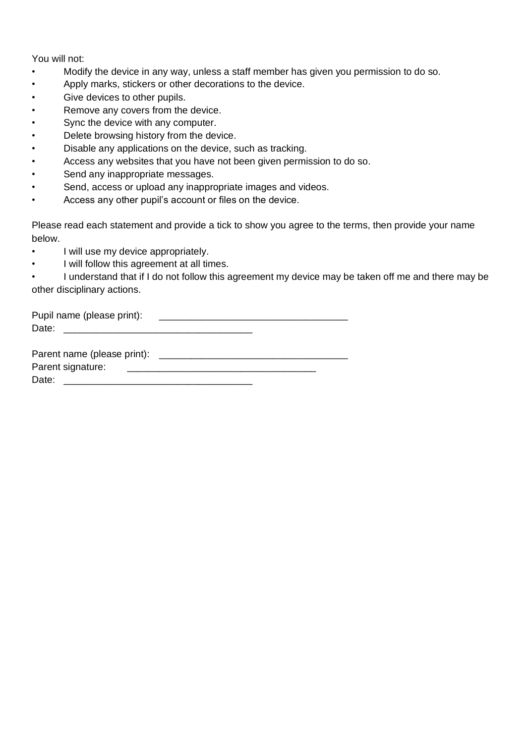You will not:

- Modify the device in any way, unless a staff member has given you permission to do so.
- Apply marks, stickers or other decorations to the device.
- Give devices to other pupils.
- Remove any covers from the device.
- Sync the device with any computer.
- Delete browsing history from the device.
- Disable any applications on the device, such as tracking.
- Access any websites that you have not been given permission to do so.
- Send any inappropriate messages.
- Send, access or upload any inappropriate images and videos.
- Access any other pupil's account or files on the device.

Please read each statement and provide a tick to show you agree to the terms, then provide your name below.

- I will use my device appropriately.
- I will follow this agreement at all times.
- I understand that if I do not follow this agreement my device may be taken off me and there may be other disciplinary actions.

Pupil name (please print): ___________________________________
Date: ___________________________________

Parent name (please print): ___________________________________
Parent signature: ___________________________________
Date: ___________________________________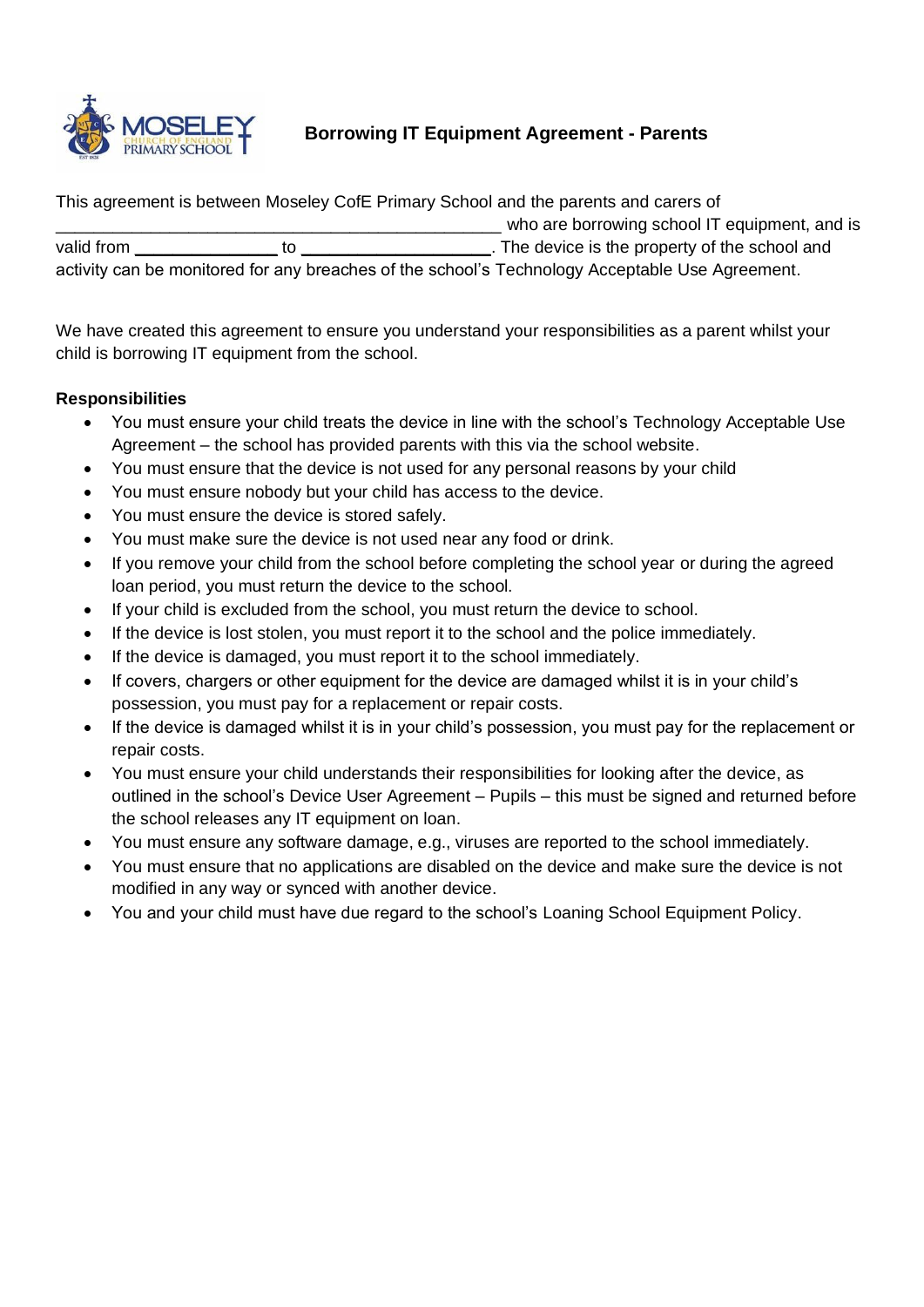# Borrowing IT Equipment Agreement - Parents

This agreement is between Moseley CofE Primary School and the parents and carers of _______________________________________________ who are borrowing school IT equipment, and is valid from _______________ to ____________________. The device is the property of the school and activity can be monitored for any breaches of the school's Technology Acceptable Use Agreement.

We have created this agreement to ensure you understand your responsibilities as a parent whilst your child is borrowing IT equipment from the school.

**Responsibilities**

- You must ensure your child treats the device in line with the school's Technology Acceptable Use Agreement – the school has provided parents with this via the school website.
- You must ensure that the device is not used for any personal reasons by your child
- You must ensure nobody but your child has access to the device.
- You must ensure the device is stored safely.
- You must make sure the device is not used near any food or drink.
- If you remove your child from the school before completing the school year or during the agreed loan period, you must return the device to the school.
- If your child is excluded from the school, you must return the device to school.
- If the device is lost stolen, you must report it to the school and the police immediately.
- If the device is damaged, you must report it to the school immediately.
- If covers, chargers or other equipment for the device are damaged whilst it is in your child's possession, you must pay for a replacement or repair costs.
- If the device is damaged whilst it is in your child's possession, you must pay for the replacement or repair costs.
- You must ensure your child understands their responsibilities for looking after the device, as outlined in the school's Device User Agreement – Pupils – this must be signed and returned before the school releases any IT equipment on loan.
- You must ensure any software damage, e.g., viruses are reported to the school immediately.
- You must ensure that no applications are disabled on the device and make sure the device is not modified in any way or synced with another device.
- You and your child must have due regard to the school's Loaning School Equipment Policy.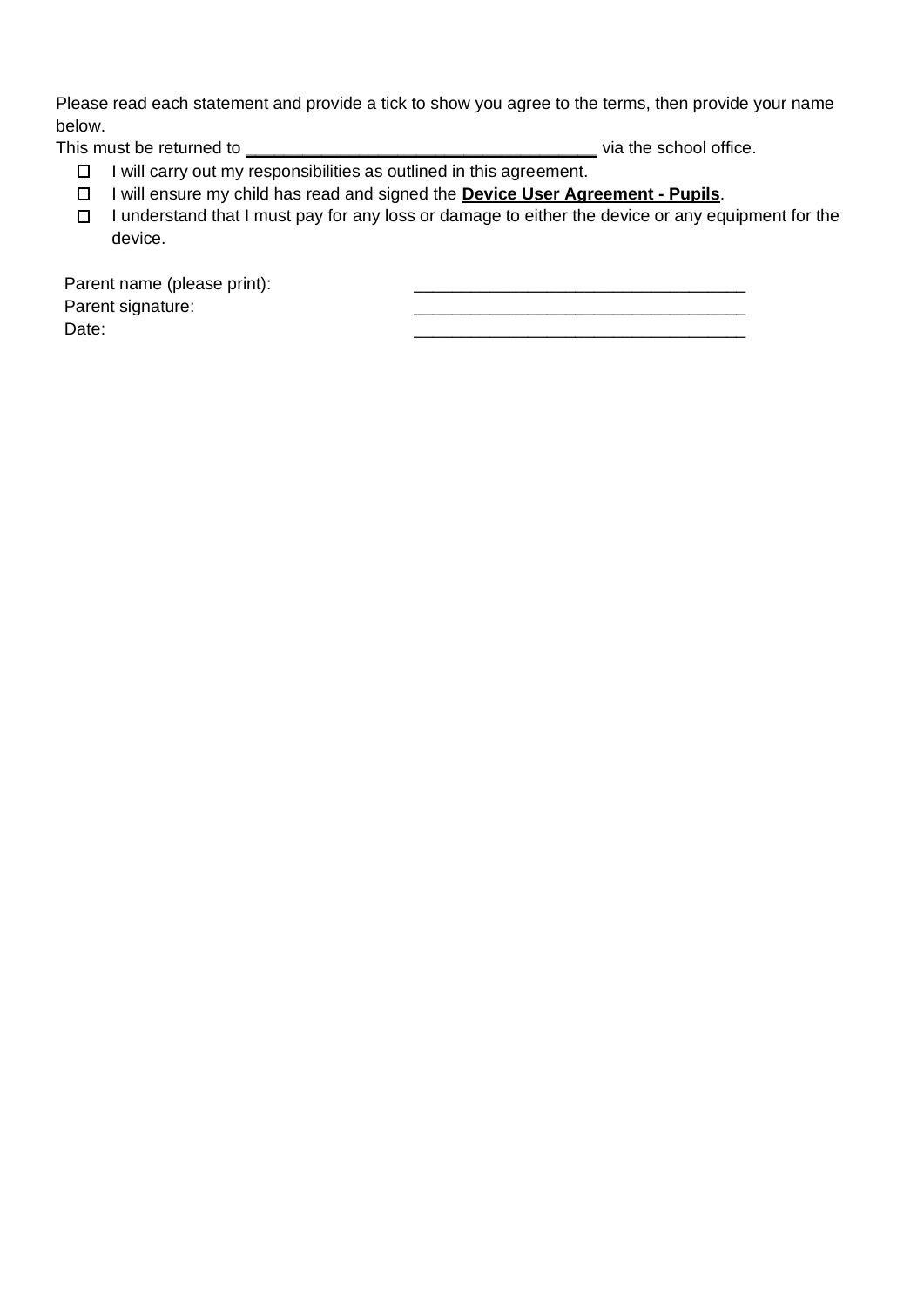Please read each statement and provide a tick to show you agree to the terms, then provide your name below.

This must be returned to ___________________________________ via the school office.

- ☐ I will carry out my responsibilities as outlined in this agreement.
- ☐ I will ensure my child has read and signed the **Device User Agreement - Pupils**.
- ☐ I understand that I must pay for any loss or damage to either the device or any equipment for the device.

| | |
|---|---|
| Parent name (please print): | ___________________________________ |
| Parent signature: | ___________________________________ |
| Date: | ___________________________________ |